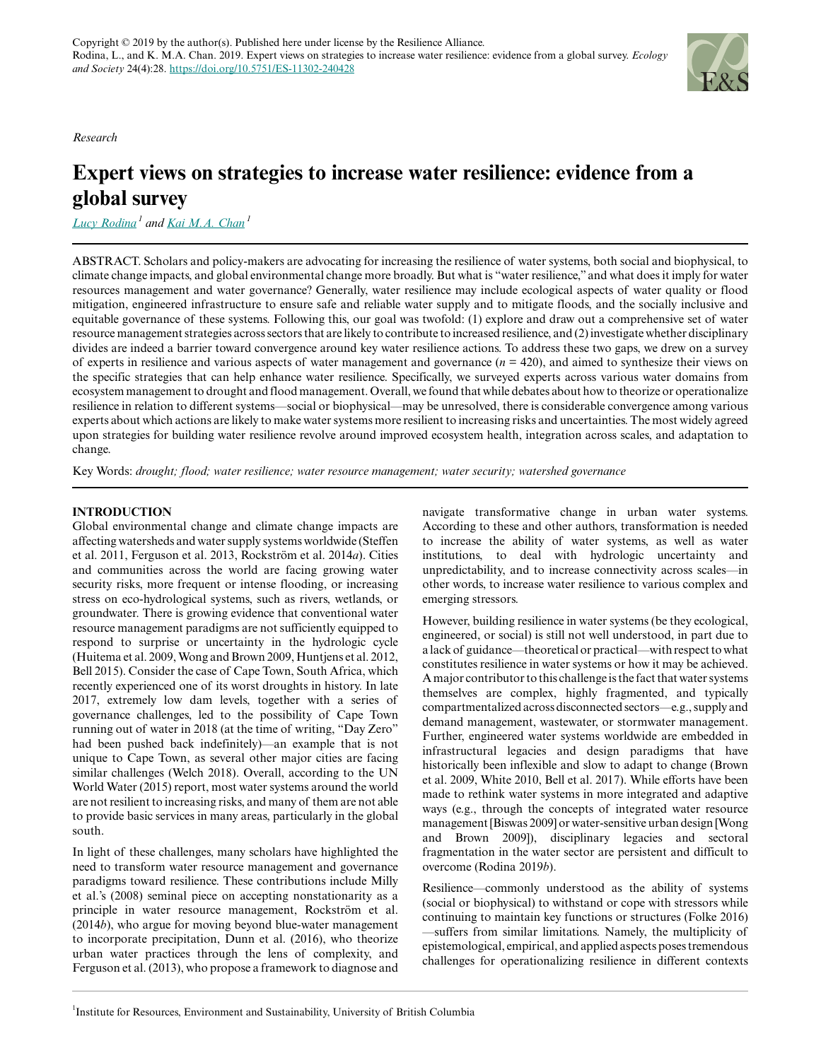Copyright © 2019 by the author(s). Published here under license by the Resilience Alliance.
Rodina, L., and K. M.A. Chan. 2019. Expert views on strategies to increase water resilience: evidence from a global survey. *Ecology and Society* 24(4):28. https://doi.org/10.5751/ES-11302-240428

*Research*

# Expert views on strategies to increase water resilience: evidence from a global survey

Lucy Rodina[1] and Kai M.A. Chan[1]

ABSTRACT. Scholars and policy-makers are advocating for increasing the resilience of water systems, both social and biophysical, to climate change impacts, and global environmental change more broadly. But what is "water resilience," and what does it imply for water resources management and water governance? Generally, water resilience may include ecological aspects of water quality or flood mitigation, engineered infrastructure to ensure safe and reliable water supply and to mitigate floods, and the socially inclusive and equitable governance of these systems. Following this, our goal was twofold: (1) explore and draw out a comprehensive set of water resource management strategies across sectors that are likely to contribute to increased resilience, and (2) investigate whether disciplinary divides are indeed a barrier toward convergence around key water resilience actions. To address these two gaps, we drew on a survey of experts in resilience and various aspects of water management and governance ($n = 420$), and aimed to synthesize their views on the specific strategies that can help enhance water resilience. Specifically, we surveyed experts across various water domains from ecosystem management to drought and flood management. Overall, we found that while debates about how to theorize or operationalize resilience in relation to different systems—social or biophysical—may be unresolved, there is considerable convergence among various experts about which actions are likely to make water systems more resilient to increasing risks and uncertainties. The most widely agreed upon strategies for building water resilience revolve around improved ecosystem health, integration across scales, and adaptation to change.

Key Words: *drought; flood; water resilience; water resource management; water security; watershed governance*

## INTRODUCTION

Global environmental change and climate change impacts are affecting watersheds and water supply systems worldwide (Steffen et al. 2011, Ferguson et al. 2013, Rockström et al. 2014*a*). Cities and communities across the world are facing growing water security risks, more frequent or intense flooding, or increasing stress on eco-hydrological systems, such as rivers, wetlands, or groundwater. There is growing evidence that conventional water resource management paradigms are not sufficiently equipped to respond to surprise or uncertainty in the hydrologic cycle (Huitema et al. 2009, Wong and Brown 2009, Huntjens et al. 2012, Bell 2015). Consider the case of Cape Town, South Africa, which recently experienced one of its worst droughts in history. In late 2017, extremely low dam levels, together with a series of governance challenges, led to the possibility of Cape Town running out of water in 2018 (at the time of writing, "Day Zero" had been pushed back indefinitely)—an example that is not unique to Cape Town, as several other major cities are facing similar challenges (Welch 2018). Overall, according to the UN World Water (2015) report, most water systems around the world are not resilient to increasing risks, and many of them are not able to provide basic services in many areas, particularly in the global south.

In light of these challenges, many scholars have highlighted the need to transform water resource management and governance paradigms toward resilience. These contributions include Milly et al.'s (2008) seminal piece on accepting nonstationarity as a principle in water resource management, Rockström et al. (2014*b*), who argue for moving beyond blue-water management to incorporate precipitation, Dunn et al. (2016), who theorize urban water practices through the lens of complexity, and Ferguson et al. (2013), who propose a framework to diagnose and navigate transformative change in urban water systems. According to these and other authors, transformation is needed to increase the ability of water systems, as well as water institutions, to deal with hydrologic uncertainty and unpredictability, and to increase connectivity across scales—in other words, to increase water resilience to various complex and emerging stressors.

However, building resilience in water systems (be they ecological, engineered, or social) is still not well understood, in part due to a lack of guidance—theoretical or practical—with respect to what constitutes resilience in water systems or how it may be achieved. A major contributor to this challenge is the fact that water systems themselves are complex, highly fragmented, and typically compartmentalized across disconnected sectors—e.g., supply and demand management, wastewater, or stormwater management. Further, engineered water systems worldwide are embedded in infrastructural legacies and design paradigms that have historically been inflexible and slow to adapt to change (Brown et al. 2009, White 2010, Bell et al. 2017). While efforts have been made to rethink water systems in more integrated and adaptive ways (e.g., through the concepts of integrated water resource management [Biswas 2009] or water-sensitive urban design [Wong and Brown 2009]), disciplinary legacies and sectoral fragmentation in the water sector are persistent and difficult to overcome (Rodina 2019*b*).

Resilience—commonly understood as the ability of systems (social or biophysical) to withstand or cope with stressors while continuing to maintain key functions or structures (Folke 2016)—suffers from similar limitations. Namely, the multiplicity of epistemological, empirical, and applied aspects poses tremendous challenges for operationalizing resilience in different contexts

[1]Institute for Resources, Environment and Sustainability, University of British Columbia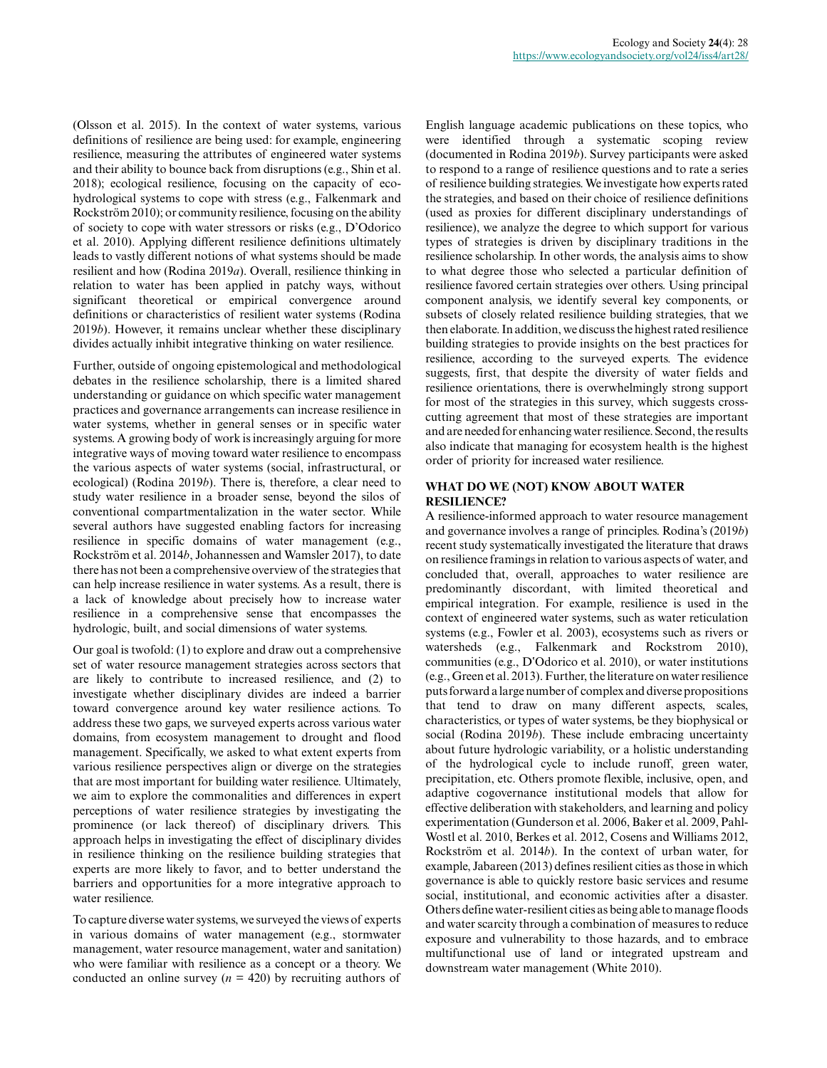(Olsson et al. 2015). In the context of water systems, various definitions of resilience are being used: for example, engineering resilience, measuring the attributes of engineered water systems and their ability to bounce back from disruptions (e.g., Shin et al. 2018); ecological resilience, focusing on the capacity of eco-hydrological systems to cope with stress (e.g., Falkenmark and Rockström 2010); or community resilience, focusing on the ability of society to cope with water stressors or risks (e.g., D'Odorico et al. 2010). Applying different resilience definitions ultimately leads to vastly different notions of what systems should be made resilient and how (Rodina 2019*a*). Overall, resilience thinking in relation to water has been applied in patchy ways, without significant theoretical or empirical convergence around definitions or characteristics of resilient water systems (Rodina 2019*b*). However, it remains unclear whether these disciplinary divides actually inhibit integrative thinking on water resilience.

Further, outside of ongoing epistemological and methodological debates in the resilience scholarship, there is a limited shared understanding or guidance on which specific water management practices and governance arrangements can increase resilience in water systems, whether in general senses or in specific water systems. A growing body of work is increasingly arguing for more integrative ways of moving toward water resilience to encompass the various aspects of water systems (social, infrastructural, or ecological) (Rodina 2019*b*). There is, therefore, a clear need to study water resilience in a broader sense, beyond the silos of conventional compartmentalization in the water sector. While several authors have suggested enabling factors for increasing resilience in specific domains of water management (e.g., Rockström et al. 2014*b*, Johannessen and Wamsler 2017), to date there has not been a comprehensive overview of the strategies that can help increase resilience in water systems. As a result, there is a lack of knowledge about precisely how to increase water resilience in a comprehensive sense that encompasses the hydrologic, built, and social dimensions of water systems.

Our goal is twofold: (1) to explore and draw out a comprehensive set of water resource management strategies across sectors that are likely to contribute to increased resilience, and (2) to investigate whether disciplinary divides are indeed a barrier toward convergence around key water resilience actions. To address these two gaps, we surveyed experts across various water domains, from ecosystem management to drought and flood management. Specifically, we asked to what extent experts from various resilience perspectives align or diverge on the strategies that are most important for building water resilience. Ultimately, we aim to explore the commonalities and differences in expert perceptions of water resilience strategies by investigating the prominence (or lack thereof) of disciplinary drivers. This approach helps in investigating the effect of disciplinary divides in resilience thinking on the resilience building strategies that experts are more likely to favor, and to better understand the barriers and opportunities for a more integrative approach to water resilience.

To capture diverse water systems, we surveyed the views of experts in various domains of water management (e.g., stormwater management, water resource management, water and sanitation) who were familiar with resilience as a concept or a theory. We conducted an online survey ($n$ = 420) by recruiting authors of English language academic publications on these topics, who were identified through a systematic scoping review (documented in Rodina 2019*b*). Survey participants were asked to respond to a range of resilience questions and to rate a series of resilience building strategies. We investigate how experts rated the strategies, and based on their choice of resilience definitions (used as proxies for different disciplinary understandings of resilience), we analyze the degree to which support for various types of strategies is driven by disciplinary traditions in the resilience scholarship. In other words, the analysis aims to show to what degree those who selected a particular definition of resilience favored certain strategies over others. Using principal component analysis, we identify several key components, or subsets of closely related resilience building strategies, that we then elaborate. In addition, we discuss the highest rated resilience building strategies to provide insights on the best practices for resilience, according to the surveyed experts. The evidence suggests, first, that despite the diversity of water fields and resilience orientations, there is overwhelmingly strong support for most of the strategies in this survey, which suggests cross-cutting agreement that most of these strategies are important and are needed for enhancing water resilience. Second, the results also indicate that managing for ecosystem health is the highest order of priority for increased water resilience.

## WHAT DO WE (NOT) KNOW ABOUT WATER RESILIENCE?

A resilience-informed approach to water resource management and governance involves a range of principles. Rodina's (2019*b*) recent study systematically investigated the literature that draws on resilience framings in relation to various aspects of water, and concluded that, overall, approaches to water resilience are predominantly discordant, with limited theoretical and empirical integration. For example, resilience is used in the context of engineered water systems, such as water reticulation systems (e.g., Fowler et al. 2003), ecosystems such as rivers or watersheds (e.g., Falkenmark and Rockstrom 2010), communities (e.g., D'Odorico et al. 2010), or water institutions (e.g., Green et al. 2013). Further, the literature on water resilience puts forward a large number of complex and diverse propositions that tend to draw on many different aspects, scales, characteristics, or types of water systems, be they biophysical or social (Rodina 2019*b*). These include embracing uncertainty about future hydrologic variability, or a holistic understanding of the hydrological cycle to include runoff, green water, precipitation, etc. Others promote flexible, inclusive, open, and adaptive cogovernance institutional models that allow for effective deliberation with stakeholders, and learning and policy experimentation (Gunderson et al. 2006, Baker et al. 2009, Pahl-Wostl et al. 2010, Berkes et al. 2012, Cosens and Williams 2012, Rockström et al. 2014*b*). In the context of urban water, for example, Jabareen (2013) defines resilient cities as those in which governance is able to quickly restore basic services and resume social, institutional, and economic activities after a disaster. Others define water-resilient cities as being able to manage floods and water scarcity through a combination of measures to reduce exposure and vulnerability to those hazards, and to embrace multifunctional use of land or integrated upstream and downstream water management (White 2010).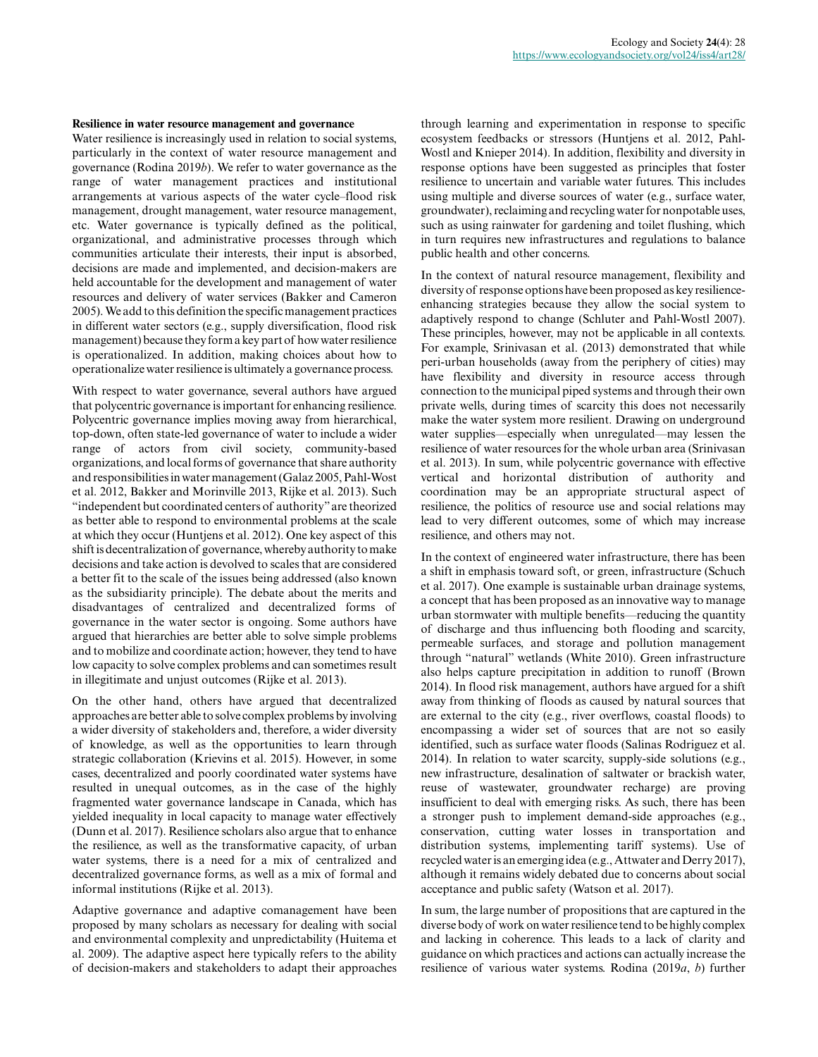**Resilience in water resource management and governance**

Water resilience is increasingly used in relation to social systems, particularly in the context of water resource management and governance (Rodina 2019*b*). We refer to water governance as the range of water management practices and institutional arrangements at various aspects of the water cycle–flood risk management, drought management, water resource management, etc. Water governance is typically defined as the political, organizational, and administrative processes through which communities articulate their interests, their input is absorbed, decisions are made and implemented, and decision-makers are held accountable for the development and management of water resources and delivery of water services (Bakker and Cameron 2005). We add to this definition the specific management practices in different water sectors (e.g., supply diversification, flood risk management) because they form a key part of how water resilience is operationalized. In addition, making choices about how to operationalize water resilience is ultimately a governance process.

With respect to water governance, several authors have argued that polycentric governance is important for enhancing resilience. Polycentric governance implies moving away from hierarchical, top-down, often state-led governance of water to include a wider range of actors from civil society, community-based organizations, and local forms of governance that share authority and responsibilities in water management (Galaz 2005, Pahl-Wost et al. 2012, Bakker and Morinville 2013, Rijke et al. 2013). Such "independent but coordinated centers of authority" are theorized as better able to respond to environmental problems at the scale at which they occur (Huntjens et al. 2012). One key aspect of this shift is decentralization of governance, whereby authority to make decisions and take action is devolved to scales that are considered a better fit to the scale of the issues being addressed (also known as the subsidiarity principle). The debate about the merits and disadvantages of centralized and decentralized forms of governance in the water sector is ongoing. Some authors have argued that hierarchies are better able to solve simple problems and to mobilize and coordinate action; however, they tend to have low capacity to solve complex problems and can sometimes result in illegitimate and unjust outcomes (Rijke et al. 2013).

On the other hand, others have argued that decentralized approaches are better able to solve complex problems by involving a wider diversity of stakeholders and, therefore, a wider diversity of knowledge, as well as the opportunities to learn through strategic collaboration (Krievins et al. 2015). However, in some cases, decentralized and poorly coordinated water systems have resulted in unequal outcomes, as in the case of the highly fragmented water governance landscape in Canada, which has yielded inequality in local capacity to manage water effectively (Dunn et al. 2017). Resilience scholars also argue that to enhance the resilience, as well as the transformative capacity, of urban water systems, there is a need for a mix of centralized and decentralized governance forms, as well as a mix of formal and informal institutions (Rijke et al. 2013).

Adaptive governance and adaptive comanagement have been proposed by many scholars as necessary for dealing with social and environmental complexity and unpredictability (Huitema et al. 2009). The adaptive aspect here typically refers to the ability of decision-makers and stakeholders to adapt their approaches through learning and experimentation in response to specific ecosystem feedbacks or stressors (Huntjens et al. 2012, Pahl-Wostl and Knieper 2014). In addition, flexibility and diversity in response options have been suggested as principles that foster resilience to uncertain and variable water futures. This includes using multiple and diverse sources of water (e.g., surface water, groundwater), reclaiming and recycling water for nonpotable uses, such as using rainwater for gardening and toilet flushing, which in turn requires new infrastructures and regulations to balance public health and other concerns.

In the context of natural resource management, flexibility and diversity of response options have been proposed as key resilience-enhancing strategies because they allow the social system to adaptively respond to change (Schluter and Pahl-Wostl 2007). These principles, however, may not be applicable in all contexts. For example, Srinivasan et al. (2013) demonstrated that while peri-urban households (away from the periphery of cities) may have flexibility and diversity in resource access through connection to the municipal piped systems and through their own private wells, during times of scarcity this does not necessarily make the water system more resilient. Drawing on underground water supplies—especially when unregulated—may lessen the resilience of water resources for the whole urban area (Srinivasan et al. 2013). In sum, while polycentric governance with effective vertical and horizontal distribution of authority and coordination may be an appropriate structural aspect of resilience, the politics of resource use and social relations may lead to very different outcomes, some of which may increase resilience, and others may not.

In the context of engineered water infrastructure, there has been a shift in emphasis toward soft, or green, infrastructure (Schuch et al. 2017). One example is sustainable urban drainage systems, a concept that has been proposed as an innovative way to manage urban stormwater with multiple benefits—reducing the quantity of discharge and thus influencing both flooding and scarcity, permeable surfaces, and storage and pollution management through "natural" wetlands (White 2010). Green infrastructure also helps capture precipitation in addition to runoff (Brown 2014). In flood risk management, authors have argued for a shift away from thinking of floods as caused by natural sources that are external to the city (e.g., river overflows, coastal floods) to encompassing a wider set of sources that are not so easily identified, such as surface water floods (Salinas Rodriguez et al. 2014). In relation to water scarcity, supply-side solutions (e.g., new infrastructure, desalination of saltwater or brackish water, reuse of wastewater, groundwater recharge) are proving insufficient to deal with emerging risks. As such, there has been a stronger push to implement demand-side approaches (e.g., conservation, cutting water losses in transportation and distribution systems, implementing tariff systems). Use of recycled water is an emerging idea (e.g., Attwater and Derry 2017), although it remains widely debated due to concerns about social acceptance and public safety (Watson et al. 2017).

In sum, the large number of propositions that are captured in the diverse body of work on water resilience tend to be highly complex and lacking in coherence. This leads to a lack of clarity and guidance on which practices and actions can actually increase the resilience of various water systems. Rodina (2019*a*, *b*) further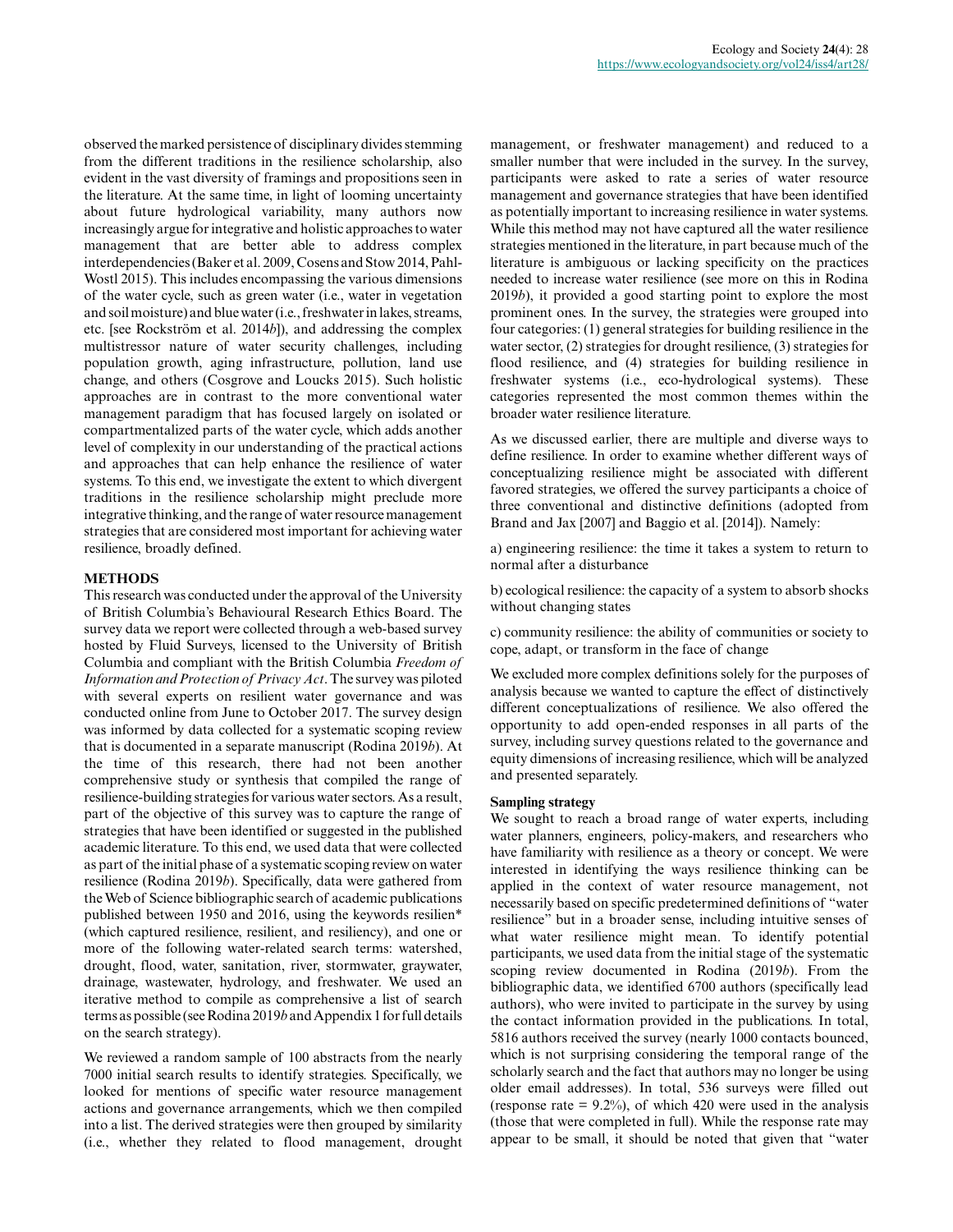observed the marked persistence of disciplinary divides stemming from the different traditions in the resilience scholarship, also evident in the vast diversity of framings and propositions seen in the literature. At the same time, in light of looming uncertainty about future hydrological variability, many authors now increasingly argue for integrative and holistic approaches to water management that are better able to address complex interdependencies (Baker et al. 2009, Cosens and Stow 2014, Pahl-Wostl 2015). This includes encompassing the various dimensions of the water cycle, such as green water (i.e., water in vegetation and soil moisture) and blue water (i.e., freshwater in lakes, streams, etc. [see Rockström et al. 2014*b*]), and addressing the complex multistressor nature of water security challenges, including population growth, aging infrastructure, pollution, land use change, and others (Cosgrove and Loucks 2015). Such holistic approaches are in contrast to the more conventional water management paradigm that has focused largely on isolated or compartmentalized parts of the water cycle, which adds another level of complexity in our understanding of the practical actions and approaches that can help enhance the resilience of water systems. To this end, we investigate the extent to which divergent traditions in the resilience scholarship might preclude more integrative thinking, and the range of water resource management strategies that are considered most important for achieving water resilience, broadly defined.

## METHODS

This research was conducted under the approval of the University of British Columbia's Behavioural Research Ethics Board. The survey data we report were collected through a web-based survey hosted by Fluid Surveys, licensed to the University of British Columbia and compliant with the British Columbia *Freedom of Information and Protection of Privacy Act*. The survey was piloted with several experts on resilient water governance and was conducted online from June to October 2017. The survey design was informed by data collected for a systematic scoping review that is documented in a separate manuscript (Rodina 2019*b*). At the time of this research, there had not been another comprehensive study or synthesis that compiled the range of resilience-building strategies for various water sectors. As a result, part of the objective of this survey was to capture the range of strategies that have been identified or suggested in the published academic literature. To this end, we used data that were collected as part of the initial phase of a systematic scoping review on water resilience (Rodina 2019*b*). Specifically, data were gathered from the Web of Science bibliographic search of academic publications published between 1950 and 2016, using the keywords resilien* (which captured resilience, resilient, and resiliency), and one or more of the following water-related search terms: watershed, drought, flood, water, sanitation, river, stormwater, graywater, drainage, wastewater, hydrology, and freshwater. We used an iterative method to compile as comprehensive a list of search terms as possible (see Rodina 2019*b* and Appendix 1 for full details on the search strategy).

We reviewed a random sample of 100 abstracts from the nearly 7000 initial search results to identify strategies. Specifically, we looked for mentions of specific water resource management actions and governance arrangements, which we then compiled into a list. The derived strategies were then grouped by similarity (i.e., whether they related to flood management, drought management, or freshwater management) and reduced to a smaller number that were included in the survey. In the survey, participants were asked to rate a series of water resource management and governance strategies that have been identified as potentially important to increasing resilience in water systems. While this method may not have captured all the water resilience strategies mentioned in the literature, in part because much of the literature is ambiguous or lacking specificity on the practices needed to increase water resilience (see more on this in Rodina 2019*b*), it provided a good starting point to explore the most prominent ones. In the survey, the strategies were grouped into four categories: (1) general strategies for building resilience in the water sector, (2) strategies for drought resilience, (3) strategies for flood resilience, and (4) strategies for building resilience in freshwater systems (i.e., eco-hydrological systems). These categories represented the most common themes within the broader water resilience literature.

As we discussed earlier, there are multiple and diverse ways to define resilience. In order to examine whether different ways of conceptualizing resilience might be associated with different favored strategies, we offered the survey participants a choice of three conventional and distinctive definitions (adopted from Brand and Jax [2007] and Baggio et al. [2014]). Namely:

a) engineering resilience: the time it takes a system to return to normal after a disturbance

b) ecological resilience: the capacity of a system to absorb shocks without changing states

c) community resilience: the ability of communities or society to cope, adapt, or transform in the face of change

We excluded more complex definitions solely for the purposes of analysis because we wanted to capture the effect of distinctively different conceptualizations of resilience. We also offered the opportunity to add open-ended responses in all parts of the survey, including survey questions related to the governance and equity dimensions of increasing resilience, which will be analyzed and presented separately.

### Sampling strategy

We sought to reach a broad range of water experts, including water planners, engineers, policy-makers, and researchers who have familiarity with resilience as a theory or concept. We were interested in identifying the ways resilience thinking can be applied in the context of water resource management, not necessarily based on specific predetermined definitions of "water resilience" but in a broader sense, including intuitive senses of what water resilience might mean. To identify potential participants, we used data from the initial stage of the systematic scoping review documented in Rodina (2019*b*). From the bibliographic data, we identified 6700 authors (specifically lead authors), who were invited to participate in the survey by using the contact information provided in the publications. In total, 5816 authors received the survey (nearly 1000 contacts bounced, which is not surprising considering the temporal range of the scholarly search and the fact that authors may no longer be using older email addresses). In total, 536 surveys were filled out (response rate = 9.2%), of which 420 were used in the analysis (those that were completed in full). While the response rate may appear to be small, it should be noted that given that "water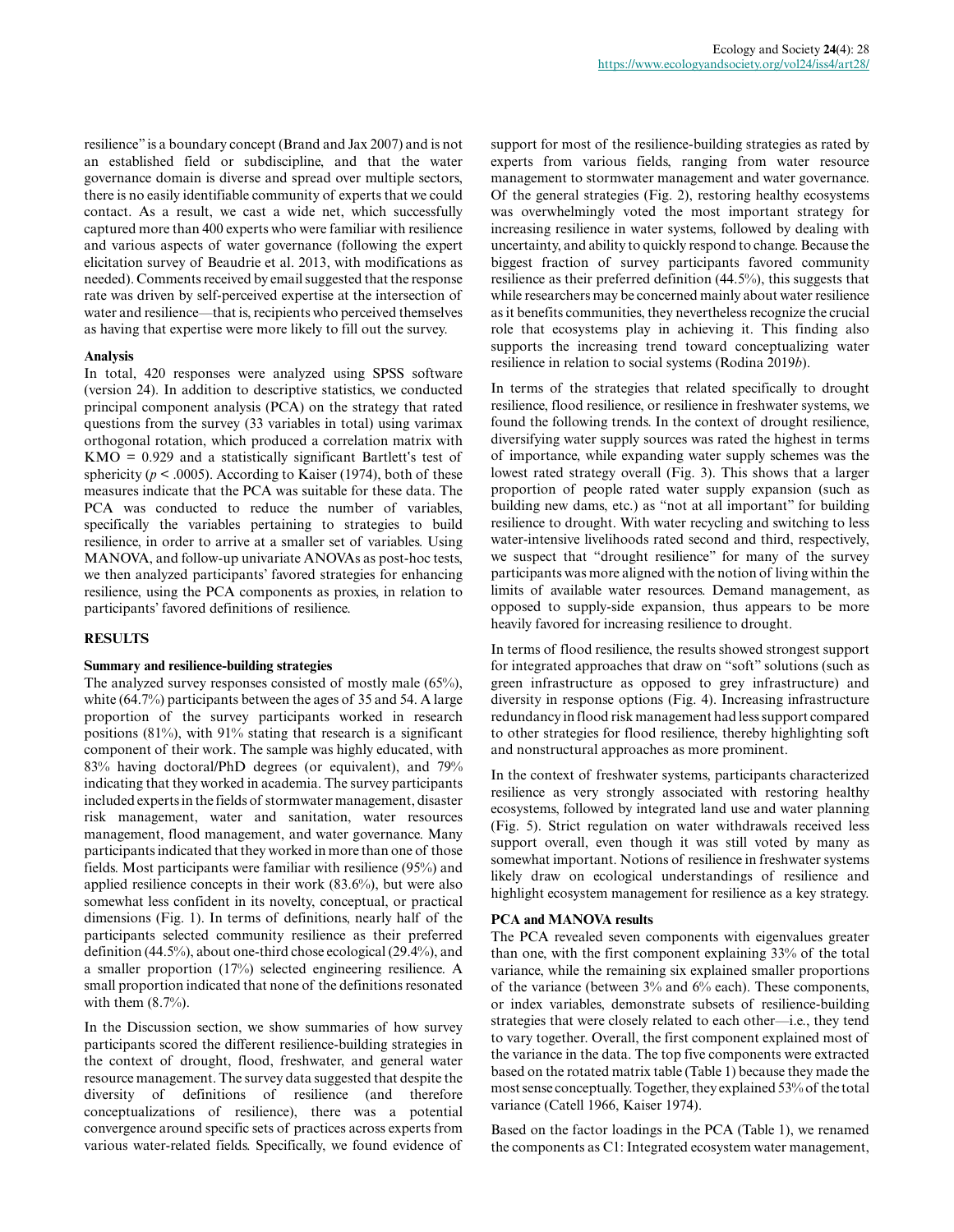resilience" is a boundary concept (Brand and Jax 2007) and is not an established field or subdiscipline, and that the water governance domain is diverse and spread over multiple sectors, there is no easily identifiable community of experts that we could contact. As a result, we cast a wide net, which successfully captured more than 400 experts who were familiar with resilience and various aspects of water governance (following the expert elicitation survey of Beaudrie et al. 2013, with modifications as needed). Comments received by email suggested that the response rate was driven by self-perceived expertise at the intersection of water and resilience—that is, recipients who perceived themselves as having that expertise were more likely to fill out the survey.

### Analysis

In total, 420 responses were analyzed using SPSS software (version 24). In addition to descriptive statistics, we conducted principal component analysis (PCA) on the strategy that rated questions from the survey (33 variables in total) using varimax orthogonal rotation, which produced a correlation matrix with KMO = 0.929 and a statistically significant Bartlett's test of sphericity ($p < .0005$). According to Kaiser (1974), both of these measures indicate that the PCA was suitable for these data. The PCA was conducted to reduce the number of variables, specifically the variables pertaining to strategies to build resilience, in order to arrive at a smaller set of variables. Using MANOVA, and follow-up univariate ANOVAs as post-hoc tests, we then analyzed participants' favored strategies for enhancing resilience, using the PCA components as proxies, in relation to participants' favored definitions of resilience.

## RESULTS

### Summary and resilience-building strategies

The analyzed survey responses consisted of mostly male (65%), white (64.7%) participants between the ages of 35 and 54. A large proportion of the survey participants worked in research positions (81%), with 91% stating that research is a significant component of their work. The sample was highly educated, with 83% having doctoral/PhD degrees (or equivalent), and 79% indicating that they worked in academia. The survey participants included experts in the fields of stormwater management, disaster risk management, water and sanitation, water resources management, flood management, and water governance. Many participants indicated that they worked in more than one of those fields. Most participants were familiar with resilience (95%) and applied resilience concepts in their work (83.6%), but were also somewhat less confident in its novelty, conceptual, or practical dimensions (Fig. 1). In terms of definitions, nearly half of the participants selected community resilience as their preferred definition (44.5%), about one-third chose ecological (29.4%), and a smaller proportion (17%) selected engineering resilience. A small proportion indicated that none of the definitions resonated with them (8.7%).

In the Discussion section, we show summaries of how survey participants scored the different resilience-building strategies in the context of drought, flood, freshwater, and general water resource management. The survey data suggested that despite the diversity of definitions of resilience (and therefore conceptualizations of resilience), there was a potential convergence around specific sets of practices across experts from various water-related fields. Specifically, we found evidence of support for most of the resilience-building strategies as rated by experts from various fields, ranging from water resource management to stormwater management and water governance. Of the general strategies (Fig. 2), restoring healthy ecosystems was overwhelmingly voted the most important strategy for increasing resilience in water systems, followed by dealing with uncertainty, and ability to quickly respond to change. Because the biggest fraction of survey participants favored community resilience as their preferred definition (44.5%), this suggests that while researchers may be concerned mainly about water resilience as it benefits communities, they nevertheless recognize the crucial role that ecosystems play in achieving it. This finding also supports the increasing trend toward conceptualizing water resilience in relation to social systems (Rodina 2019*b*).

In terms of the strategies that related specifically to drought resilience, flood resilience, or resilience in freshwater systems, we found the following trends. In the context of drought resilience, diversifying water supply sources was rated the highest in terms of importance, while expanding water supply schemes was the lowest rated strategy overall (Fig. 3). This shows that a larger proportion of people rated water supply expansion (such as building new dams, etc.) as "not at all important" for building resilience to drought. With water recycling and switching to less water-intensive livelihoods rated second and third, respectively, we suspect that "drought resilience" for many of the survey participants was more aligned with the notion of living within the limits of available water resources. Demand management, as opposed to supply-side expansion, thus appears to be more heavily favored for increasing resilience to drought.

In terms of flood resilience, the results showed strongest support for integrated approaches that draw on "soft" solutions (such as green infrastructure as opposed to grey infrastructure) and diversity in response options (Fig. 4). Increasing infrastructure redundancy in flood risk management had less support compared to other strategies for flood resilience, thereby highlighting soft and nonstructural approaches as more prominent.

In the context of freshwater systems, participants characterized resilience as very strongly associated with restoring healthy ecosystems, followed by integrated land use and water planning (Fig. 5). Strict regulation on water withdrawals received less support overall, even though it was still voted by many as somewhat important. Notions of resilience in freshwater systems likely draw on ecological understandings of resilience and highlight ecosystem management for resilience as a key strategy.

### PCA and MANOVA results

The PCA revealed seven components with eigenvalues greater than one, with the first component explaining 33% of the total variance, while the remaining six explained smaller proportions of the variance (between 3% and 6% each). These components, or index variables, demonstrate subsets of resilience-building strategies that were closely related to each other—i.e., they tend to vary together. Overall, the first component explained most of the variance in the data. The top five components were extracted based on the rotated matrix table (Table 1) because they made the most sense conceptually. Together, they explained 53% of the total variance (Catell 1966, Kaiser 1974).

Based on the factor loadings in the PCA (Table 1), we renamed the components as C1: Integrated ecosystem water management,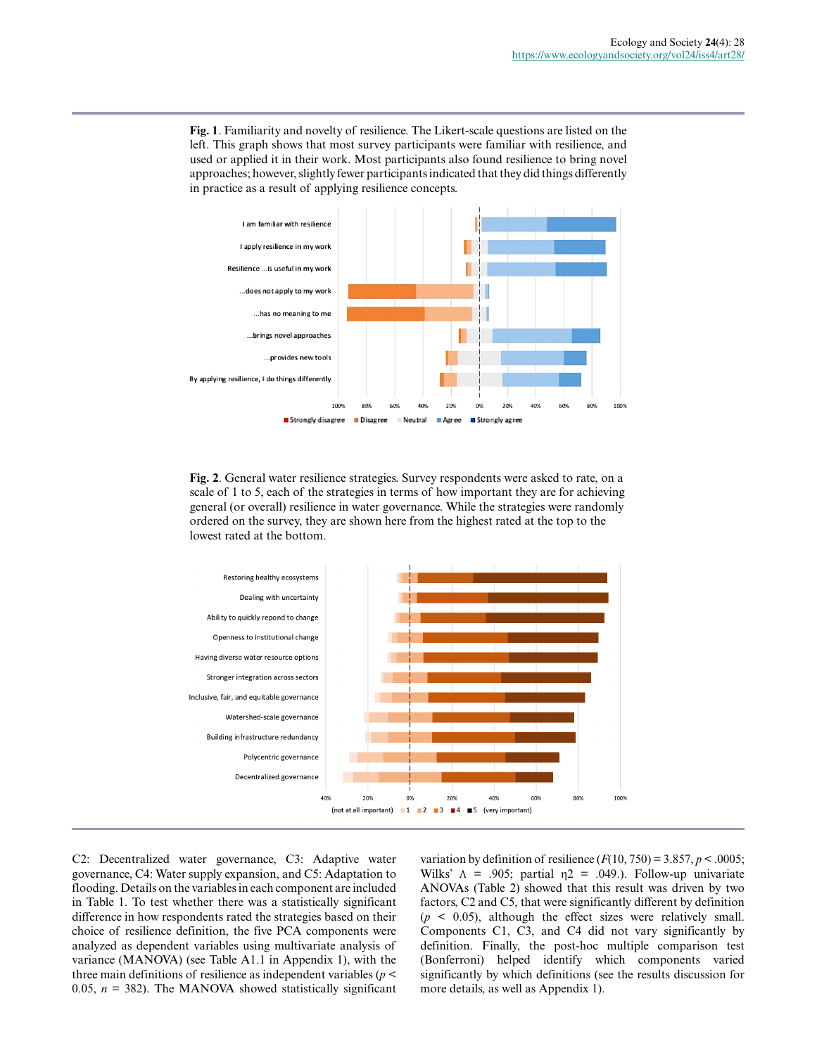**Fig. 1**. Familiarity and novelty of resilience. The Likert-scale questions are listed on the left. This graph shows that most survey participants were familiar with resilience, and used or applied it in their work. Most participants also found resilience to bring novel approaches; however, slightly fewer participants indicated that they did things differently in practice as a result of applying resilience concepts.

**Fig. 2**. General water resilience strategies. Survey respondents were asked to rate, on a scale of 1 to 5, each of the strategies in terms of how important they are for achieving general (or overall) resilience in water governance. While the strategies were randomly ordered on the survey, they are shown here from the highest rated at the top to the lowest rated at the bottom.

C2: Decentralized water governance, C3: Adaptive water governance, C4: Water supply expansion, and C5: Adaptation to flooding. Details on the variables in each component are included in Table 1. To test whether there was a statistically significant difference in how respondents rated the strategies based on their choice of resilience definition, the five PCA components were analyzed as dependent variables using multivariate analysis of variance (MANOVA) (see Table A1.1 in Appendix 1), with the three main definitions of resilience as independent variables ($p < 0.05$, $n = 382$). The MANOVA showed statistically significant variation by definition of resilience ($F(10, 750) = 3.857$, $p < .0005$; Wilks' $\Lambda = .905$; partial $\eta 2 = .049$.). Follow-up univariate ANOVAs (Table 2) showed that this result was driven by two factors, C2 and C5, that were significantly different by definition ($p < 0.05$), although the effect sizes were relatively small. Components C1, C3, and C4 did not vary significantly by definition. Finally, the post-hoc multiple comparison test (Bonferroni) helped identify which components varied significantly by which definitions (see the results discussion for more details, as well as Appendix 1).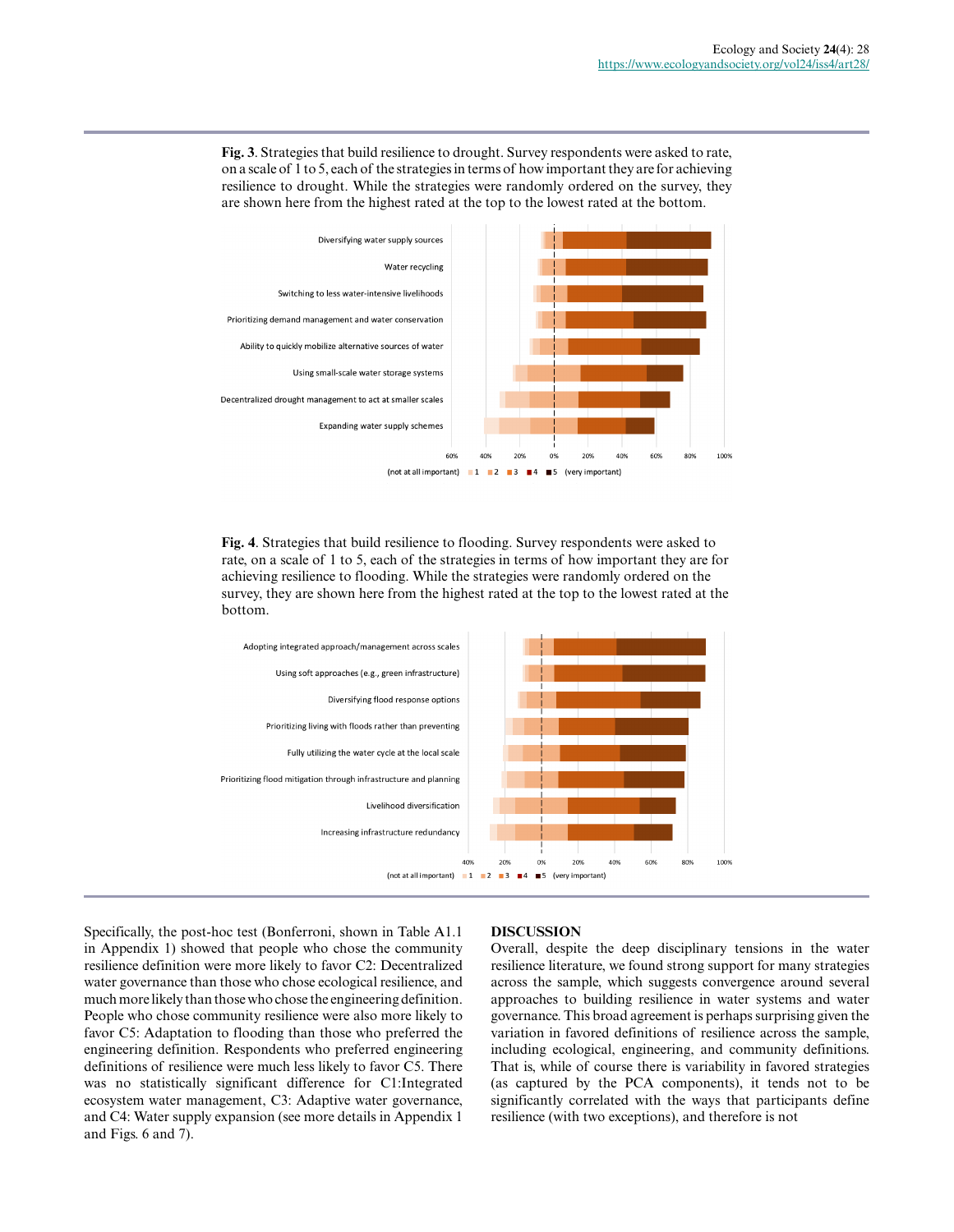**Fig. 3**. Strategies that build resilience to drought. Survey respondents were asked to rate, on a scale of 1 to 5, each of the strategies in terms of how important they are for achieving resilience to drought. While the strategies were randomly ordered on the survey, they are shown here from the highest rated at the top to the lowest rated at the bottom.

**Fig. 4**. Strategies that build resilience to flooding. Survey respondents were asked to rate, on a scale of 1 to 5, each of the strategies in terms of how important they are for achieving resilience to flooding. While the strategies were randomly ordered on the survey, they are shown here from the highest rated at the top to the lowest rated at the bottom.

Specifically, the post-hoc test (Bonferroni, shown in Table A1.1 in Appendix 1) showed that people who chose the community resilience definition were more likely to favor C2: Decentralized water governance than those who chose ecological resilience, and much more likely than those who chose the engineering definition. People who chose community resilience were also more likely to favor C5: Adaptation to flooding than those who preferred the engineering definition. Respondents who preferred engineering definitions of resilience were much less likely to favor C5. There was no statistically significant difference for C1:Integrated ecosystem water management, C3: Adaptive water governance, and C4: Water supply expansion (see more details in Appendix 1 and Figs. 6 and 7).

## DISCUSSION

Overall, despite the deep disciplinary tensions in the water resilience literature, we found strong support for many strategies across the sample, which suggests convergence around several approaches to building resilience in water systems and water governance. This broad agreement is perhaps surprising given the variation in favored definitions of resilience across the sample, including ecological, engineering, and community definitions. That is, while of course there is variability in favored strategies (as captured by the PCA components), it tends not to be significantly correlated with the ways that participants define resilience (with two exceptions), and therefore is not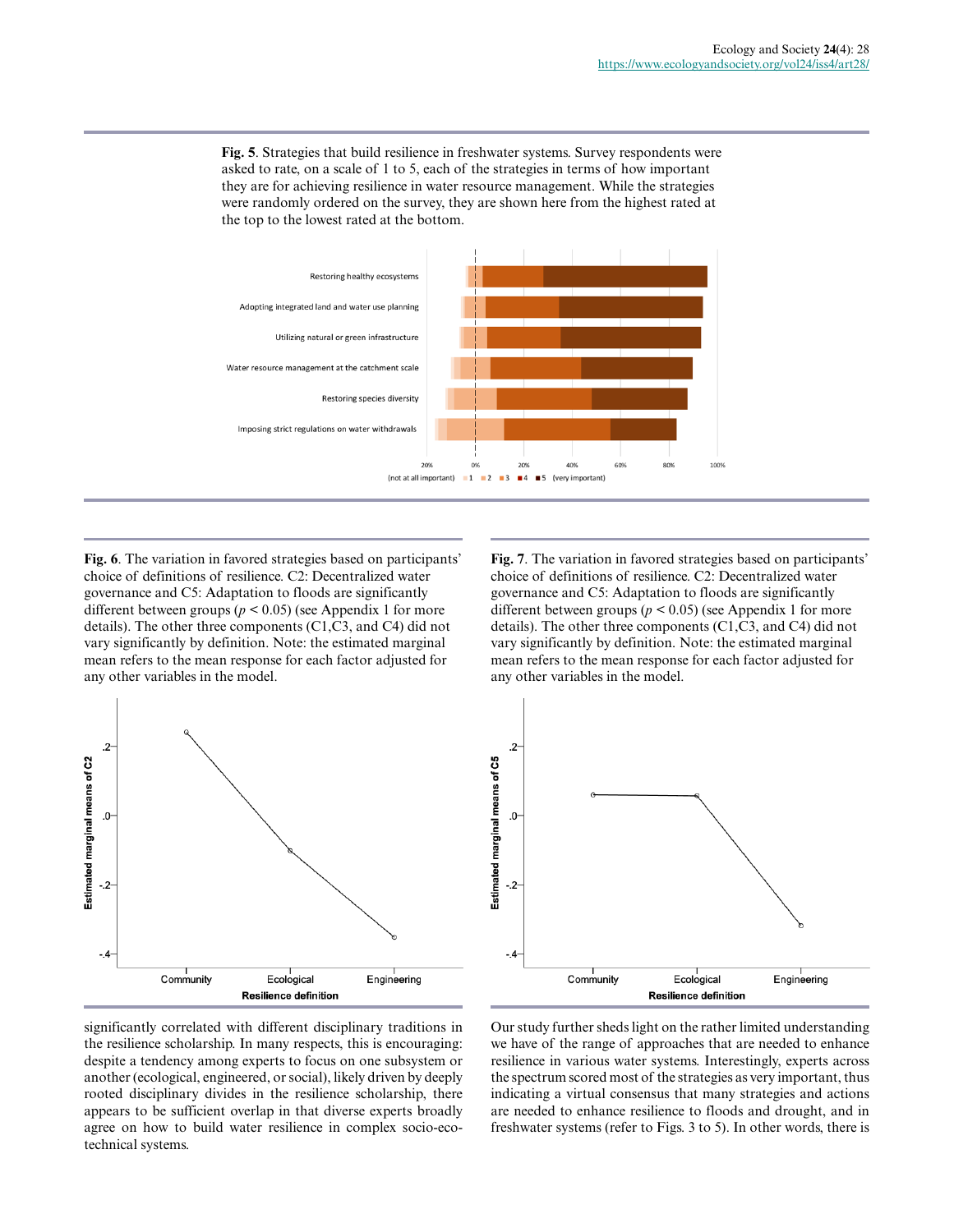**Fig. 5**. Strategies that build resilience in freshwater systems. Survey respondents were asked to rate, on a scale of 1 to 5, each of the strategies in terms of how important they are for achieving resilience in water resource management. While the strategies were randomly ordered on the survey, they are shown here from the highest rated at the top to the lowest rated at the bottom.

**Fig. 6**. The variation in favored strategies based on participants' choice of definitions of resilience. C2: Decentralized water governance and C5: Adaptation to floods are significantly different between groups ($p < 0.05$) (see Appendix 1 for more details). The other three components (C1,C3, and C4) did not vary significantly by definition. Note: the estimated marginal mean refers to the mean response for each factor adjusted for any other variables in the model.

**Fig. 7**. The variation in favored strategies based on participants' choice of definitions of resilience. C2: Decentralized water governance and C5: Adaptation to floods are significantly different between groups ($p < 0.05$) (see Appendix 1 for more details). The other three components (C1,C3, and C4) did not vary significantly by definition. Note: the estimated marginal mean refers to the mean response for each factor adjusted for any other variables in the model.

significantly correlated with different disciplinary traditions in the resilience scholarship. In many respects, this is encouraging: despite a tendency among experts to focus on one subsystem or another (ecological, engineered, or social), likely driven by deeply rooted disciplinary divides in the resilience scholarship, there appears to be sufficient overlap in that diverse experts broadly agree on how to build water resilience in complex socio-eco-technical systems.

Our study further sheds light on the rather limited understanding we have of the range of approaches that are needed to enhance resilience in various water systems. Interestingly, experts across the spectrum scored most of the strategies as very important, thus indicating a virtual consensus that many strategies and actions are needed to enhance resilience to floods and drought, and in freshwater systems (refer to Figs. 3 to 5). In other words, there is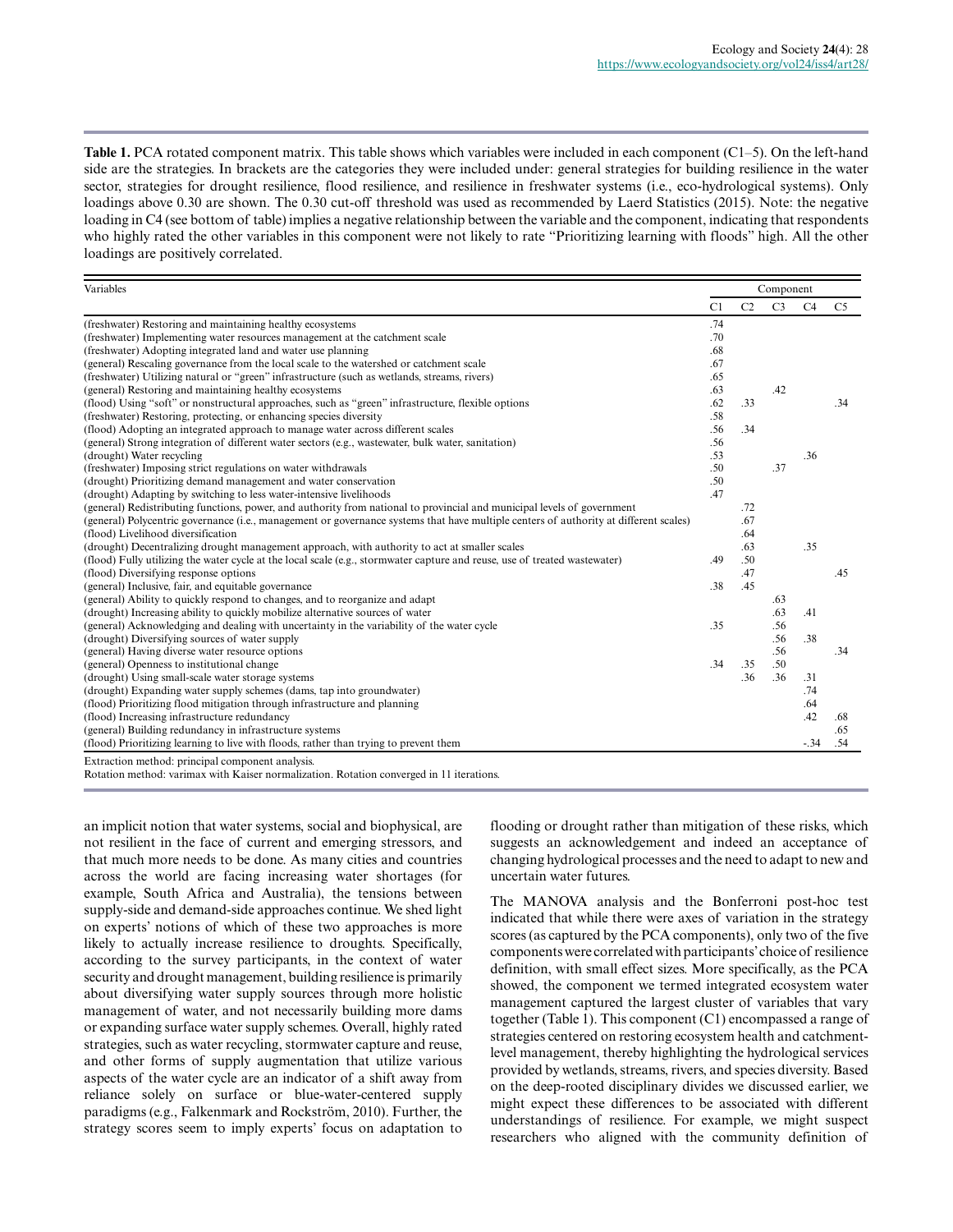**Table 1.** PCA rotated component matrix. This table shows which variables were included in each component (C1–5). On the left-hand side are the strategies. In brackets are the categories they were included under: general strategies for building resilience in the water sector, strategies for drought resilience, flood resilience, and resilience in freshwater systems (i.e., eco-hydrological systems). Only loadings above 0.30 are shown. The 0.30 cut-off threshold was used as recommended by Laerd Statistics (2015). Note: the negative loading in C4 (see bottom of table) implies a negative relationship between the variable and the component, indicating that respondents who highly rated the other variables in this component were not likely to rate "Prioritizing learning with floods" high. All the other loadings are positively correlated.

| Variables | Component | | | | |
|---|---|---|---|---|---|
| | C1 | C2 | C3 | C4 | C5 |
| (freshwater) Restoring and maintaining healthy ecosystems | .74 | | | | |
| (freshwater) Implementing water resources management at the catchment scale | .70 | | | | |
| (freshwater) Adopting integrated land and water use planning | .68 | | | | |
| (general) Rescaling governance from the local scale to the watershed or catchment scale | .67 | | | | |
| (freshwater) Utilizing natural or "green" infrastructure (such as wetlands, streams, rivers) | .65 | | | | |
| (general) Restoring and maintaining healthy ecosystems | .63 | | .42 | | |
| (flood) Using "soft" or nonstructural approaches, such as "green" infrastructure, flexible options | .62 | .33 | | | .34 |
| (freshwater) Restoring, protecting, or enhancing species diversity | .58 | | | | |
| (flood) Adopting an integrated approach to manage water across different scales | .56 | .34 | | | |
| (general) Strong integration of different water sectors (e.g., wastewater, bulk water, sanitation) | .56 | | | | |
| (drought) Water recycling | .53 | | | .36 | |
| (freshwater) Imposing strict regulations on water withdrawals | .50 | | .37 | | |
| (drought) Prioritizing demand management and water conservation | .50 | | | | |
| (drought) Adapting by switching to less water-intensive livelihoods | .47 | | | | |
| (general) Redistributing functions, power, and authority from national to provincial and municipal levels of government | | .72 | | | |
| (general) Polycentric governance (i.e., management or governance systems that have multiple centers of authority at different scales) | | .67 | | | |
| (flood) Livelihood diversification | | .64 | | | |
| (drought) Decentralizing drought management approach, with authority to act at smaller scales | | .63 | | .35 | |
| (flood) Fully utilizing the water cycle at the local scale (e.g., stormwater capture and reuse, use of treated wastewater) | .49 | .50 | | | |
| (flood) Diversifying response options | | .47 | | | .45 |
| (general) Inclusive, fair, and equitable governance | .38 | .45 | | | |
| (general) Ability to quickly respond to changes, and to reorganize and adapt | | | .63 | | |
| (drought) Increasing ability to quickly mobilize alternative sources of water | | | .63 | .41 | |
| (general) Acknowledging and dealing with uncertainty in the variability of the water cycle | .35 | | .56 | | |
| (drought) Diversifying sources of water supply | | | .56 | .38 | |
| (general) Having diverse water resource options | | | .56 | | .34 |
| (general) Openness to institutional change | .34 | .35 | .50 | | |
| (drought) Using small-scale water storage systems | | .36 | .36 | .31 | |
| (drought) Expanding water supply schemes (dams, tap into groundwater) | | | | .74 | |
| (flood) Prioritizing flood mitigation through infrastructure and planning | | | | .64 | |
| (flood) Increasing infrastructure redundancy | | | | .42 | .68 |
| (general) Building redundancy in infrastructure systems | | | | | .65 |
| (flood) Prioritizing learning to live with floods, rather than trying to prevent them | | | | -.34 | .54 |

Extraction method: principal component analysis.
Rotation method: varimax with Kaiser normalization. Rotation converged in 11 iterations.

an implicit notion that water systems, social and biophysical, are not resilient in the face of current and emerging stressors, and that much more needs to be done. As many cities and countries across the world are facing increasing water shortages (for example, South Africa and Australia), the tensions between supply-side and demand-side approaches continue. We shed light on experts' notions of which of these two approaches is more likely to actually increase resilience to droughts. Specifically, according to the survey participants, in the context of water security and drought management, building resilience is primarily about diversifying water supply sources through more holistic management of water, and not necessarily building more dams or expanding surface water supply schemes. Overall, highly rated strategies, such as water recycling, stormwater capture and reuse, and other forms of supply augmentation that utilize various aspects of the water cycle are an indicator of a shift away from reliance solely on surface or blue-water-centered supply paradigms (e.g., Falkenmark and Rockström, 2010). Further, the strategy scores seem to imply experts' focus on adaptation to flooding or drought rather than mitigation of these risks, which suggests an acknowledgement and indeed an acceptance of changing hydrological processes and the need to adapt to new and uncertain water futures.

The MANOVA analysis and the Bonferroni post-hoc test indicated that while there were axes of variation in the strategy scores (as captured by the PCA components), only two of the five components were correlated with participants' choice of resilience definition, with small effect sizes. More specifically, as the PCA showed, the component we termed integrated ecosystem water management captured the largest cluster of variables that vary together (Table 1). This component (C1) encompassed a range of strategies centered on restoring ecosystem health and catchment-level management, thereby highlighting the hydrological services provided by wetlands, streams, rivers, and species diversity. Based on the deep-rooted disciplinary divides we discussed earlier, we might expect these differences to be associated with different understandings of resilience. For example, we might suspect researchers who aligned with the community definition of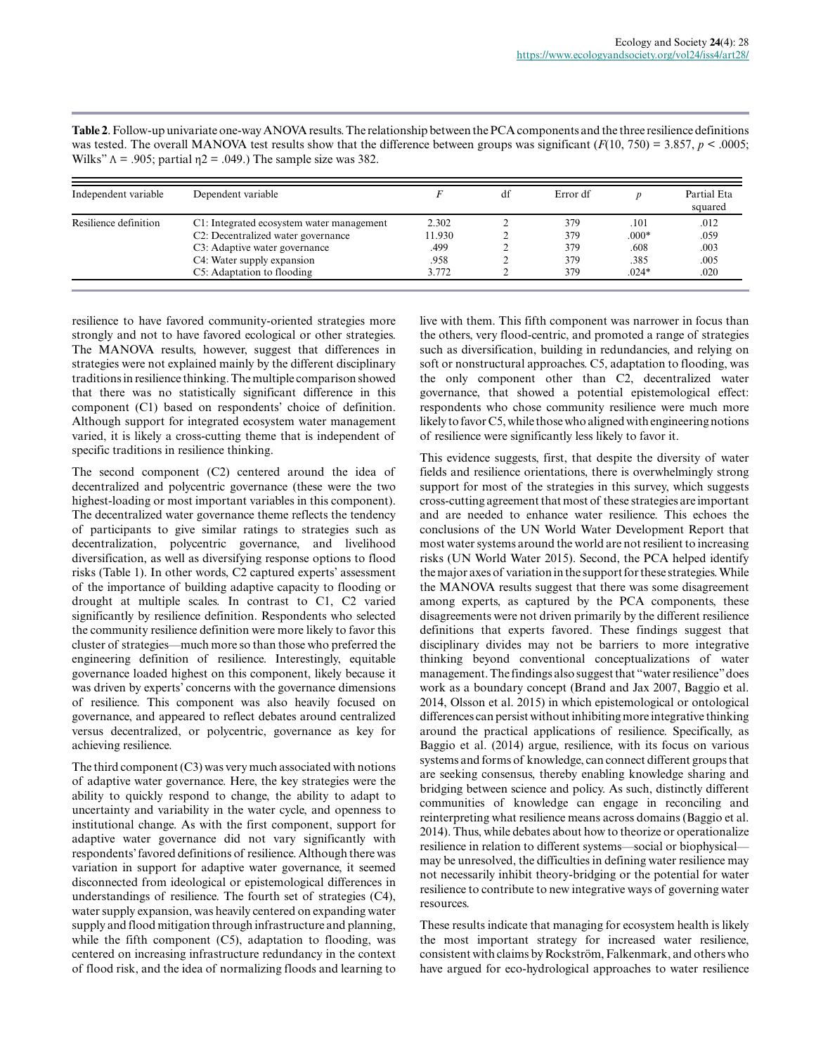**Table 2**. Follow-up univariate one-way ANOVA results. The relationship between the PCA components and the three resilience definitions was tested. The overall MANOVA test results show that the difference between groups was significant ($F(10, 750) = 3.857$, $p < .0005$; Wilks'' $\Lambda = .905$; partial $\eta 2 = .049$.) The sample size was 382.

| Independent variable | Dependent variable | *F* | df | Error df | *p* | Partial Eta squared |
|---|---|---|---|---|---|---|
| Resilience definition | C1: Integrated ecosystem water management | 2.302 | 2 | 379 | .101 | .012 |
| | C2: Decentralized water governance | 11.930 | 2 | 379 | .000* | .059 |
| | C3: Adaptive water governance | .499 | 2 | 379 | .608 | .003 |
| | C4: Water supply expansion | .958 | 2 | 379 | .385 | .005 |
| | C5: Adaptation to flooding | 3.772 | 2 | 379 | .024* | .020 |

resilience to have favored community-oriented strategies more strongly and not to have favored ecological or other strategies. The MANOVA results, however, suggest that differences in strategies were not explained mainly by the different disciplinary traditions in resilience thinking. The multiple comparison showed that there was no statistically significant difference in this component (C1) based on respondents' choice of definition. Although support for integrated ecosystem water management varied, it is likely a cross-cutting theme that is independent of specific traditions in resilience thinking.

The second component (C2) centered around the idea of decentralized and polycentric governance (these were the two highest-loading or most important variables in this component). The decentralized water governance theme reflects the tendency of participants to give similar ratings to strategies such as decentralization, polycentric governance, and livelihood diversification, as well as diversifying response options to flood risks (Table 1). In other words, C2 captured experts' assessment of the importance of building adaptive capacity to flooding or drought at multiple scales. In contrast to C1, C2 varied significantly by resilience definition. Respondents who selected the community resilience definition were more likely to favor this cluster of strategies—much more so than those who preferred the engineering definition of resilience. Interestingly, equitable governance loaded highest on this component, likely because it was driven by experts' concerns with the governance dimensions of resilience. This component was also heavily focused on governance, and appeared to reflect debates around centralized versus decentralized, or polycentric, governance as key for achieving resilience.

The third component (C3) was very much associated with notions of adaptive water governance. Here, the key strategies were the ability to quickly respond to change, the ability to adapt to uncertainty and variability in the water cycle, and openness to institutional change. As with the first component, support for adaptive water governance did not vary significantly with respondents' favored definitions of resilience. Although there was variation in support for adaptive water governance, it seemed disconnected from ideological or epistemological differences in understandings of resilience. The fourth set of strategies (C4), water supply expansion, was heavily centered on expanding water supply and flood mitigation through infrastructure and planning, while the fifth component (C5), adaptation to flooding, was centered on increasing infrastructure redundancy in the context of flood risk, and the idea of normalizing floods and learning to live with them. This fifth component was narrower in focus than the others, very flood-centric, and promoted a range of strategies such as diversification, building in redundancies, and relying on soft or nonstructural approaches. C5, adaptation to flooding, was the only component other than C2, decentralized water governance, that showed a potential epistemological effect: respondents who chose community resilience were much more likely to favor C5, while those who aligned with engineering notions of resilience were significantly less likely to favor it.

This evidence suggests, first, that despite the diversity of water fields and resilience orientations, there is overwhelmingly strong support for most of the strategies in this survey, which suggests cross-cutting agreement that most of these strategies are important and are needed to enhance water resilience. This echoes the conclusions of the UN World Water Development Report that most water systems around the world are not resilient to increasing risks (UN World Water 2015). Second, the PCA helped identify the major axes of variation in the support for these strategies. While the MANOVA results suggest that there was some disagreement among experts, as captured by the PCA components, these disagreements were not driven primarily by the different resilience definitions that experts favored. These findings suggest that disciplinary divides may not be barriers to more integrative thinking beyond conventional conceptualizations of water management. The findings also suggest that "water resilience" does work as a boundary concept (Brand and Jax 2007, Baggio et al. 2014, Olsson et al. 2015) in which epistemological or ontological differences can persist without inhibiting more integrative thinking around the practical applications of resilience. Specifically, as Baggio et al. (2014) argue, resilience, with its focus on various systems and forms of knowledge, can connect different groups that are seeking consensus, thereby enabling knowledge sharing and bridging between science and policy. As such, distinctly different communities of knowledge can engage in reconciling and reinterpreting what resilience means across domains (Baggio et al. 2014). Thus, while debates about how to theorize or operationalize resilience in relation to different systems—social or biophysical—may be unresolved, the difficulties in defining water resilience may not necessarily inhibit theory-bridging or the potential for water resilience to contribute to new integrative ways of governing water resources.

These results indicate that managing for ecosystem health is likely the most important strategy for increased water resilience, consistent with claims by Rockström, Falkenmark, and others who have argued for eco-hydrological approaches to water resilience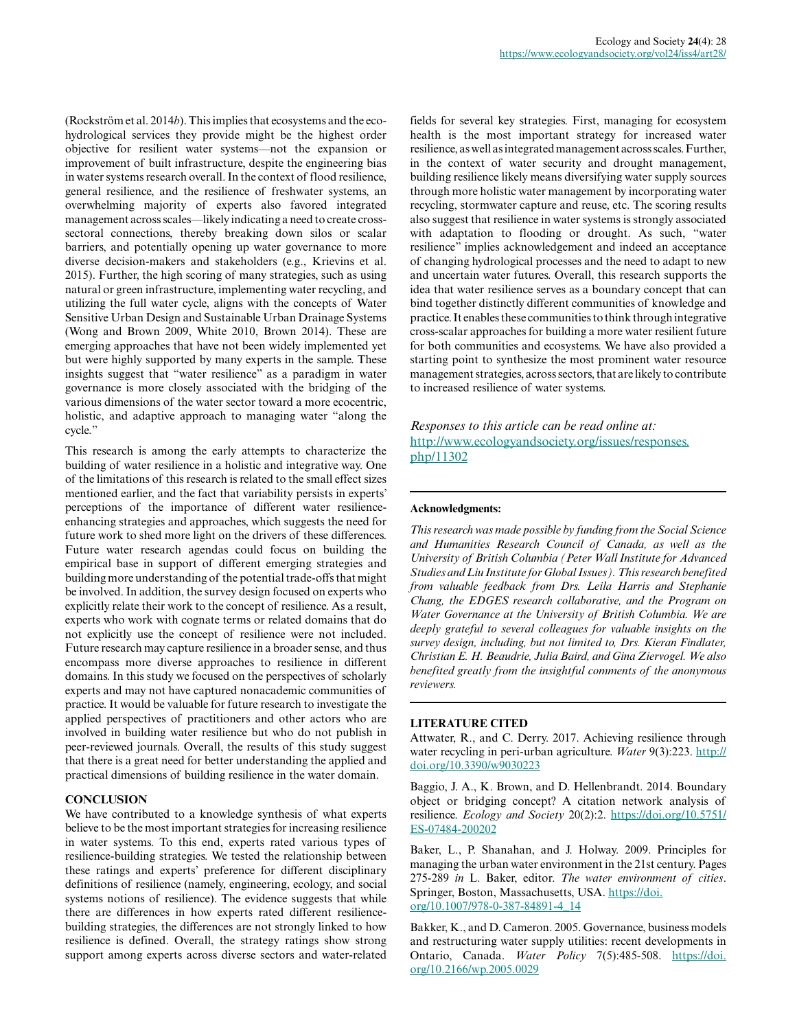(Rockström et al. 2014*b*). This implies that ecosystems and the eco-hydrological services they provide might be the highest order objective for resilient water systems—not the expansion or improvement of built infrastructure, despite the engineering bias in water systems research overall. In the context of flood resilience, general resilience, and the resilience of freshwater systems, an overwhelming majority of experts also favored integrated management across scales—likely indicating a need to create cross-sectoral connections, thereby breaking down silos or scalar barriers, and potentially opening up water governance to more diverse decision-makers and stakeholders (e.g., Krievins et al. 2015). Further, the high scoring of many strategies, such as using natural or green infrastructure, implementing water recycling, and utilizing the full water cycle, aligns with the concepts of Water Sensitive Urban Design and Sustainable Urban Drainage Systems (Wong and Brown 2009, White 2010, Brown 2014). These are emerging approaches that have not been widely implemented yet but were highly supported by many experts in the sample. These insights suggest that "water resilience" as a paradigm in water governance is more closely associated with the bridging of the various dimensions of the water sector toward a more ecocentric, holistic, and adaptive approach to managing water "along the cycle."

This research is among the early attempts to characterize the building of water resilience in a holistic and integrative way. One of the limitations of this research is related to the small effect sizes mentioned earlier, and the fact that variability persists in experts' perceptions of the importance of different water resilience-enhancing strategies and approaches, which suggests the need for future work to shed more light on the drivers of these differences. Future water research agendas could focus on building the empirical base in support of different emerging strategies and building more understanding of the potential trade-offs that might be involved. In addition, the survey design focused on experts who explicitly relate their work to the concept of resilience. As a result, experts who work with cognate terms or related domains that do not explicitly use the concept of resilience were not included. Future research may capture resilience in a broader sense, and thus encompass more diverse approaches to resilience in different domains. In this study we focused on the perspectives of scholarly experts and may not have captured nonacademic communities of practice. It would be valuable for future research to investigate the applied perspectives of practitioners and other actors who are involved in building water resilience but who do not publish in peer-reviewed journals. Overall, the results of this study suggest that there is a great need for better understanding the applied and practical dimensions of building resilience in the water domain.

## CONCLUSION

We have contributed to a knowledge synthesis of what experts believe to be the most important strategies for increasing resilience in water systems. To this end, experts rated various types of resilience-building strategies. We tested the relationship between these ratings and experts' preference for different disciplinary definitions of resilience (namely, engineering, ecology, and social systems notions of resilience). The evidence suggests that while there are differences in how experts rated different resilience-building strategies, the differences are not strongly linked to how resilience is defined. Overall, the strategy ratings show strong support among experts across diverse sectors and water-related fields for several key strategies. First, managing for ecosystem health is the most important strategy for increased water resilience, as well as integrated management across scales. Further, in the context of water security and drought management, building resilience likely means diversifying water supply sources through more holistic water management by incorporating water recycling, stormwater capture and reuse, etc. The scoring results also suggest that resilience in water systems is strongly associated with adaptation to flooding or drought. As such, "water resilience" implies acknowledgement and indeed an acceptance of changing hydrological processes and the need to adapt to new and uncertain water futures. Overall, this research supports the idea that water resilience serves as a boundary concept that can bind together distinctly different communities of knowledge and practice. It enables these communities to think through integrative cross-scalar approaches for building a more water resilient future for both communities and ecosystems. We have also provided a starting point to synthesize the most prominent water resource management strategies, across sectors, that are likely to contribute to increased resilience of water systems.

*Responses to this article can be read online at:*
http://www.ecologyandsociety.org/issues/responses.php/11302

**Acknowledgments:**

*This research was made possible by funding from the Social Science and Humanities Research Council of Canada, as well as the University of British Columbia (Peter Wall Institute for Advanced Studies and Liu Institute for Global Issues). This research benefited from valuable feedback from Drs. Leila Harris and Stephanie Chang, the EDGES research collaborative, and the Program on Water Governance at the University of British Columbia. We are deeply grateful to several colleagues for valuable insights on the survey design, including, but not limited to, Drs. Kieran Findlater, Christian E. H. Beaudrie, Julia Baird, and Gina Ziervogel. We also benefited greatly from the insightful comments of the anonymous reviewers.*

## LITERATURE CITED

Attwater, R., and C. Derry. 2017. Achieving resilience through water recycling in peri-urban agriculture. *Water* 9(3):223. http://doi.org/10.3390/w9030223

Baggio, J. A., K. Brown, and D. Hellenbrandt. 2014. Boundary object or bridging concept? A citation network analysis of resilience. *Ecology and Society* 20(2):2. https://doi.org/10.5751/ES-07484-200202

Baker, L., P. Shanahan, and J. Holway. 2009. Principles for managing the urban water environment in the 21st century. Pages 275-289 *in* L. Baker, editor. *The water environment of cities*. Springer, Boston, Massachusetts, USA. https://doi.org/10.1007/978-0-387-84891-4_14

Bakker, K., and D. Cameron. 2005. Governance, business models and restructuring water supply utilities: recent developments in Ontario, Canada. *Water Policy* 7(5):485-508. https://doi.org/10.2166/wp.2005.0029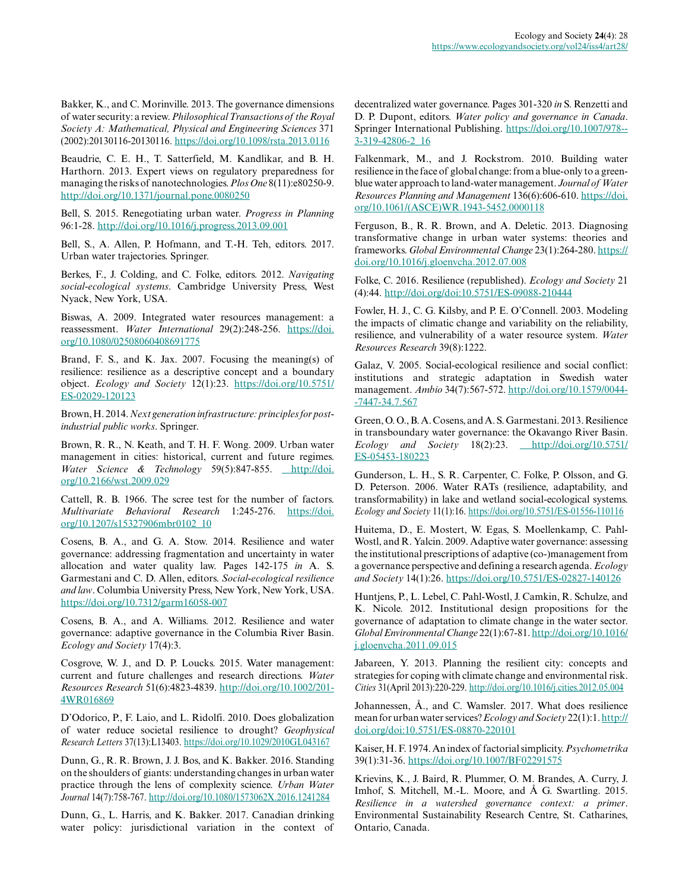Bakker, K., and C. Morinville. 2013. The governance dimensions of water security: a review. *Philosophical Transactions of the Royal Society A: Mathematical, Physical and Engineering Sciences* 371 (2002):20130116-20130116. https://doi.org/10.1098/rsta.2013.0116

Beaudrie, C. E. H., T. Satterfield, M. Kandlikar, and B. H. Harthorn. 2013. Expert views on regulatory preparedness for managing the risks of nanotechnologies. *Plos One* 8(11):e80250-9. http://doi.org/10.1371/journal.pone.0080250

Bell, S. 2015. Renegotiating urban water. *Progress in Planning* 96:1-28. http://doi.org/10.1016/j.progress.2013.09.001

Bell, S., A. Allen, P. Hofmann, and T.-H. Teh, editors. 2017. Urban water trajectories. Springer.

Berkes, F., J. Colding, and C. Folke, editors. 2012. *Navigating social-ecological systems*. Cambridge University Press, West Nyack, New York, USA.

Biswas, A. 2009. Integrated water resources management: a reassessment. *Water International* 29(2):248-256. https://doi.org/10.1080/02508060408691775

Brand, F. S., and K. Jax. 2007. Focusing the meaning(s) of resilience: resilience as a descriptive concept and a boundary object. *Ecology and Society* 12(1):23. https://doi.org/10.5751/ES-02029-120123

Brown, H. 2014. *Next generation infrastructure: principles for post-industrial public works*. Springer.

Brown, R. R., N. Keath, and T. H. F. Wong. 2009. Urban water management in cities: historical, current and future regimes. *Water Science & Technology* 59(5):847-855. http://doi.org/10.2166/wst.2009.029

Cattell, R. B. 1966. The scree test for the number of factors. *Multivariate Behavioral Research* 1:245-276. https://doi.org/10.1207/s15327906mbr0102_10

Cosens, B. A., and G. A. Stow. 2014. Resilience and water governance: addressing fragmentation and uncertainty in water allocation and water quality law. Pages 142-175 *in* A. S. Garmestani and C. D. Allen, editors. *Social-ecological resilience and law*. Columbia University Press, New York, New York, USA. https://doi.org/10.7312/garm16058-007

Cosens, B. A., and A. Williams. 2012. Resilience and water governance: adaptive governance in the Columbia River Basin. *Ecology and Society* 17(4):3.

Cosgrove, W. J., and D. P. Loucks. 2015. Water management: current and future challenges and research directions. *Water Resources Research* 51(6):4823-4839. http://doi.org/10.1002/2014WR016869

D'Odorico, P., F. Laio, and L. Ridolfi. 2010. Does globalization of water reduce societal resilience to drought? *Geophysical Research Letters* 37(13):L13403. https://doi.org/10.1029/2010GL043167

Dunn, G., R. R. Brown, J. J. Bos, and K. Bakker. 2016. Standing on the shoulders of giants: understanding changes in urban water practice through the lens of complexity science. *Urban Water Journal* 14(7):758-767. http://doi.org/10.1080/1573062X.2016.1241284

Dunn, G., L. Harris, and K. Bakker. 2017. Canadian drinking water policy: jurisdictional variation in the context of decentralized water governance. Pages 301-320 *in* S. Renzetti and D. P. Dupont, editors. *Water policy and governance in Canada*. Springer International Publishing. https://doi.org/10.1007/978-3-319-42806-2_16

Falkenmark, M., and J. Rockstrom. 2010. Building water resilience in the face of global change: from a blue-only to a green-blue water approach to land-water management. *Journal of Water Resources Planning and Management* 136(6):606-610. https://doi.org/10.1061/(ASCE)WR.1943-5452.0000118

Ferguson, B., R. R. Brown, and A. Deletic. 2013. Diagnosing transformative change in urban water systems: theories and frameworks. *Global Environmental Change* 23(1):264-280. https://doi.org/10.1016/j.gloenvcha.2012.07.008

Folke, C. 2016. Resilience (republished). *Ecology and Society* 21 (4):44. http://doi.org/doi:10.5751/ES-09088-210444

Fowler, H. J., C. G. Kilsby, and P. E. O'Connell. 2003. Modeling the impacts of climatic change and variability on the reliability, resilience, and vulnerability of a water resource system. *Water Resources Research* 39(8):1222.

Galaz, V. 2005. Social-ecological resilience and social conflict: institutions and strategic adaptation in Swedish water management. *Ambio* 34(7):567-572. http://doi.org/10.1579/0044-7447-34.7.567

Green, O. O., B. A. Cosens, and A. S. Garmestani. 2013. Resilience in transboundary water governance: the Okavango River Basin. *Ecology and Society* 18(2):23. http://doi.org/10.5751/ES-05453-180223

Gunderson, L. H., S. R. Carpenter, C. Folke, P. Olsson, and G. D. Peterson. 2006. Water RATs (resilience, adaptability, and transformability) in lake and wetland social-ecological systems. *Ecology and Society* 11(1):16. https://doi.org/10.5751/ES-01556-110116

Huitema, D., E. Mostert, W. Egas, S. Moellenkamp, C. Pahl-Wostl, and R. Yalcin. 2009. Adaptive water governance: assessing the institutional prescriptions of adaptive (co-)management from a governance perspective and defining a research agenda. *Ecology and Society* 14(1):26. https://doi.org/10.5751/ES-02827-140126

Huntjens, P., L. Lebel, C. Pahl-Wostl, J. Camkin, R. Schulze, and K. Nicole. 2012. Institutional design propositions for the governance of adaptation to climate change in the water sector. *Global Environmental Change* 22(1):67-81. http://doi.org/10.1016/j.gloenvcha.2011.09.015

Jabareen, Y. 2013. Planning the resilient city: concepts and strategies for coping with climate change and environmental risk. *Cities* 31(April 2013):220-229. http://doi.org/10.1016/j.cities.2012.05.004

Johannessen, Å., and C. Wamsler. 2017. What does resilience mean for urban water services? *Ecology and Society* 22(1):1. http://doi.org/10.5751/ES-08870-220101

Kaiser, H. F. 1974. An index of factorial simplicity. *Psychometrika* 39(1):31-36. https://doi.org/10.1007/BF02291575

Krievins, K., J. Baird, R. Plummer, O. M. Brandes, A. Curry, J. Imhof, S. Mitchell, M.-L. Moore, and Å G. Swartling. 2015. *Resilience in a watershed governance context: a primer*. Environmental Sustainability Research Centre, St. Catharines, Ontario, Canada.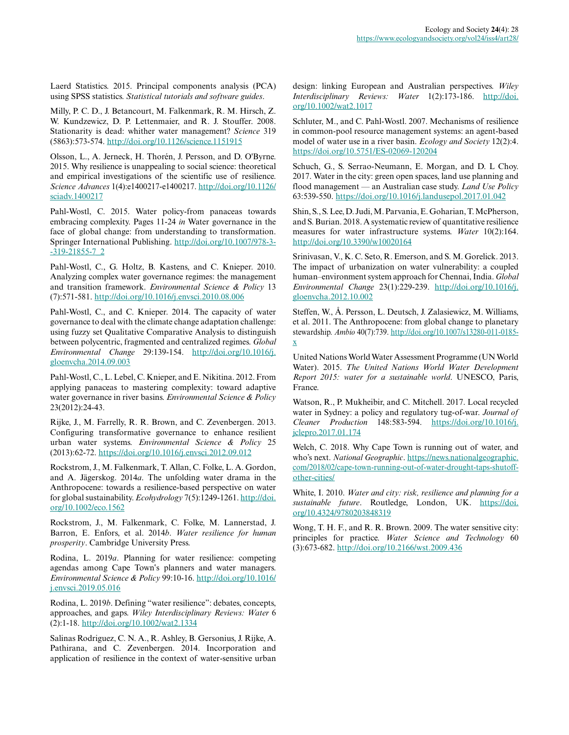Laerd Statistics. 2015. Principal components analysis (PCA) using SPSS statistics. *Statistical tutorials and software guides*.

Milly, P. C. D., J. Betancourt, M. Falkenmark, R. M. Hirsch, Z. W. Kundzewicz, D. P. Lettenmaier, and R. J. Stouffer. 2008. Stationarity is dead: whither water management? *Science* 319 (5863):573-574. http://doi.org/10.1126/science.1151915

Olsson, L., A. Jerneck, H. Thorén, J. Persson, and D. O'Byrne. 2015. Why resilience is unappealing to social science: theoretical and empirical investigations of the scientific use of resilience. *Science Advances* 1(4):e1400217-e1400217. http://doi.org/10.1126/sciadv.1400217

Pahl-Wostl, C. 2015. Water policy-from panaceas towards embracing complexity. Pages 11-24 *in* Water governance in the face of global change: from understanding to transformation. Springer International Publishing. http://doi.org/10.1007/978-3--319-21855-7_2

Pahl-Wostl, C., G. Holtz, B. Kastens, and C. Knieper. 2010. Analyzing complex water governance regimes: the management and transition framework. *Environmental Science & Policy* 13 (7):571-581. http://doi.org/10.1016/j.envsci.2010.08.006

Pahl-Wostl, C., and C. Knieper. 2014. The capacity of water governance to deal with the climate change adaptation challenge: using fuzzy set Qualitative Comparative Analysis to distinguish between polycentric, fragmented and centralized regimes. *Global Environmental Change* 29:139-154. http://doi.org/10.1016/j.gloenvcha.2014.09.003

Pahl-Wostl, C., L. Lebel, C. Knieper, and E. Nikitina. 2012. From applying panaceas to mastering complexity: toward adaptive water governance in river basins. *Environmental Science & Policy* 23(2012):24-43.

Rijke, J., M. Farrelly, R. R. Brown, and C. Zevenbergen. 2013. Configuring transformative governance to enhance resilient urban water systems. *Environmental Science & Policy* 25 (2013):62-72. https://doi.org/10.1016/j.envsci.2012.09.012

Rockstrom, J., M. Falkenmark, T. Allan, C. Folke, L. A. Gordon, and A. Jägerskog. 2014*a*. The unfolding water drama in the Anthropocene: towards a resilience-based perspective on water for global sustainability. *Ecohydrology* 7(5):1249-1261. http://doi.org/10.1002/eco.1562

Rockstrom, J., M. Falkenmark, C. Folke, M. Lannerstad, J. Barron, E. Enfors, et al. 2014*b*. *Water resilience for human prosperity*. Cambridge University Press.

Rodina, L. 2019*a*. Planning for water resilience: competing agendas among Cape Town's planners and water managers. *Environmental Science & Policy* 99:10-16. http://doi.org/10.1016/j.envsci.2019.05.016

Rodina, L. 2019*b*. Defining "water resilience": debates, concepts, approaches, and gaps. *Wiley Interdisciplinary Reviews: Water* 6 (2):1-18. http://doi.org/10.1002/wat2.1334

Salinas Rodriguez, C. N. A., R. Ashley, B. Gersonius, J. Rijke, A. Pathirana, and C. Zevenbergen. 2014. Incorporation and application of resilience in the context of water-sensitive urban design: linking European and Australian perspectives. *Wiley Interdisciplinary Reviews: Water* 1(2):173-186. http://doi.org/10.1002/wat2.1017

Schluter, M., and C. Pahl-Wostl. 2007. Mechanisms of resilience in common-pool resource management systems: an agent-based model of water use in a river basin. *Ecology and Society* 12(2):4. https://doi.org/10.5751/ES-02069-120204

Schuch, G., S. Serrao-Neumann, E. Morgan, and D. L Choy. 2017. Water in the city: green open spaces, land use planning and flood management — an Australian case study. *Land Use Policy* 63:539-550. https://doi.org/10.1016/j.landusepol.2017.01.042

Shin, S., S. Lee, D. Judi, M. Parvania, E. Goharian, T. McPherson, and S. Burian. 2018. A systematic review of quantitative resilience measures for water infrastructure systems. *Water* 10(2):164. http://doi.org/10.3390/w10020164

Srinivasan, V., K. C. Seto, R. Emerson, and S. M. Gorelick. 2013. The impact of urbanization on water vulnerability: a coupled human–environment system approach for Chennai, India. *Global Environmental Change* 23(1):229-239. http://doi.org/10.1016/j.gloenvcha.2012.10.002

Steffen, W., Å. Persson, L. Deutsch, J. Zalasiewicz, M. Williams, et al. 2011. The Anthropocene: from global change to planetary stewardship. *Ambio* 40(7):739. http://doi.org/10.1007/s13280-011-0185-x

United Nations World Water Assessment Programme (UN World Water). 2015. *The United Nations World Water Development Report 2015: water for a sustainable world*. UNESCO, Paris, France.

Watson, R., P. Mukheibir, and C. Mitchell. 2017. Local recycled water in Sydney: a policy and regulatory tug-of-war. *Journal of Cleaner Production* 148:583-594. https://doi.org/10.1016/j.jclepro.2017.01.174

Welch, C. 2018. Why Cape Town is running out of water, and who's next. *National Geographic*. https://news.nationalgeographic.com/2018/02/cape-town-running-out-of-water-drought-taps-shutoff-other-cities/

White, I. 2010. *Water and city: risk, resilience and planning for a sustainable future*. Routledge, London, UK. https://doi.org/10.4324/9780203848319

Wong, T. H. F., and R. R. Brown. 2009. The water sensitive city: principles for practice. *Water Science and Technology* 60 (3):673-682. http://doi.org/10.2166/wst.2009.436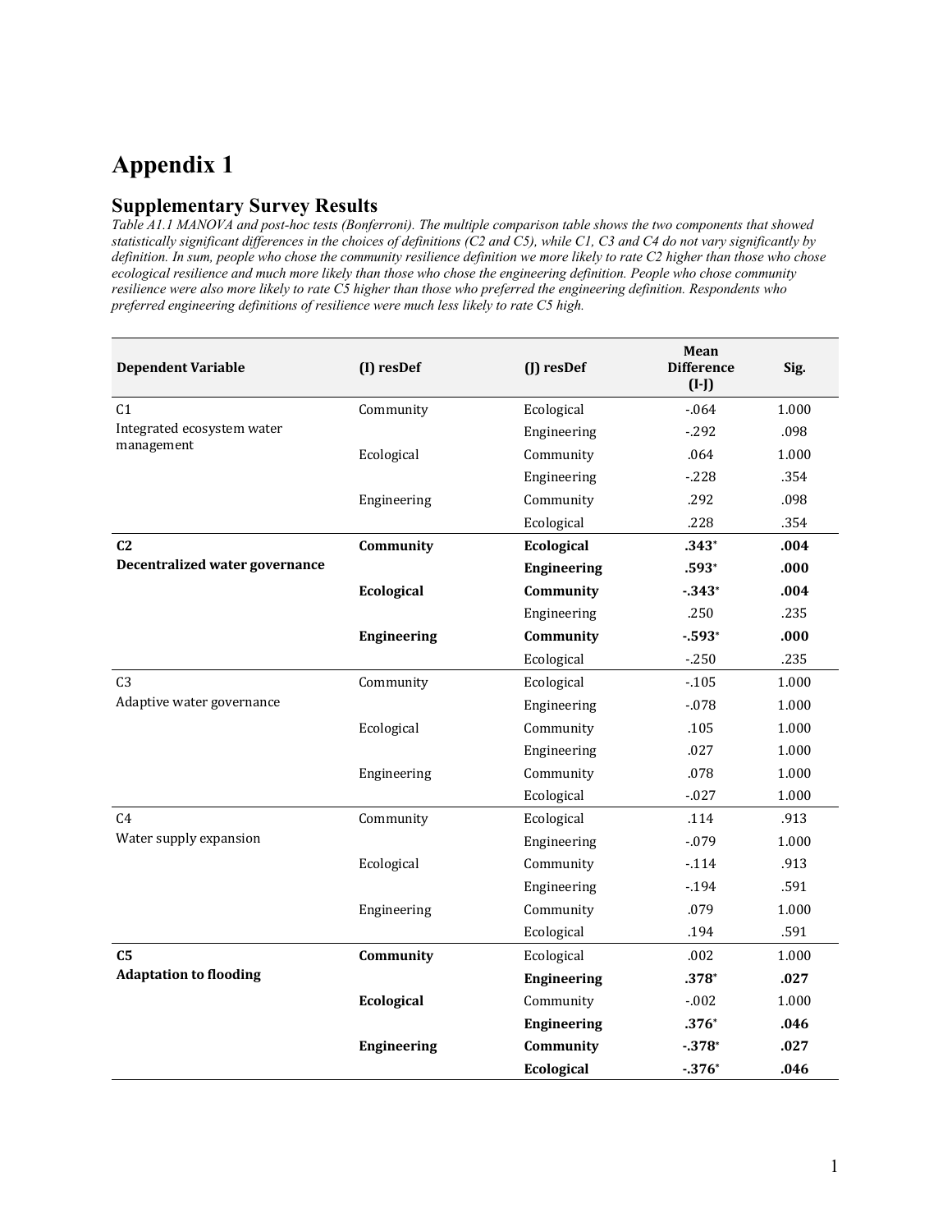# Appendix 1

## Supplementary Survey Results

*Table A1.1 MANOVA and post-hoc tests (Bonferroni). The multiple comparison table shows the two components that showed statistically significant differences in the choices of definitions (C2 and C5), while C1, C3 and C4 do not vary significantly by definition. In sum, people who chose the community resilience definition we more likely to rate C2 higher than those who chose ecological resilience and much more likely than those who chose the engineering definition. People who chose community resilience were also more likely to rate C5 higher than those who preferred the engineering definition. Respondents who preferred engineering definitions of resilience were much less likely to rate C5 high.*

| Dependent Variable | (I) resDef | (J) resDef | Mean Difference (I-J) | Sig. |
|---|---|---|---|---|
| C1 Integrated ecosystem water management | Community | Ecological | -.064 | 1.000 |
| | | Engineering | -.292 | .098 |
| | Ecological | Community | .064 | 1.000 |
| | | Engineering | -.228 | .354 |
| | Engineering | Community | .292 | .098 |
| | | Ecological | .228 | .354 |
| **C2 Decentralized water governance** | **Community** | **Ecological** | **.343*** | **.004** |
| | | **Engineering** | **.593*** | **.000** |
| | **Ecological** | **Community** | **-.343*** | **.004** |
| | | Engineering | .250 | .235 |
| | **Engineering** | **Community** | **-.593*** | **.000** |
| | | Ecological | -.250 | .235 |
| C3 Adaptive water governance | Community | Ecological | -.105 | 1.000 |
| | | Engineering | -.078 | 1.000 |
| | Ecological | Community | .105 | 1.000 |
| | | Engineering | .027 | 1.000 |
| | Engineering | Community | .078 | 1.000 |
| | | Ecological | -.027 | 1.000 |
| C4 Water supply expansion | Community | Ecological | .114 | .913 |
| | | Engineering | -.079 | 1.000 |
| | Ecological | Community | -.114 | .913 |
| | | Engineering | -.194 | .591 |
| | Engineering | Community | .079 | 1.000 |
| | | Ecological | .194 | .591 |
| **C5 Adaptation to flooding** | **Community** | Ecological | .002 | 1.000 |
| | | **Engineering** | **.378*** | **.027** |
| | **Ecological** | Community | -.002 | 1.000 |
| | | **Engineering** | **.376*** | **.046** |
| | **Engineering** | **Community** | **-.378*** | **.027** |
| | | **Ecological** | **-.376*** | **.046** |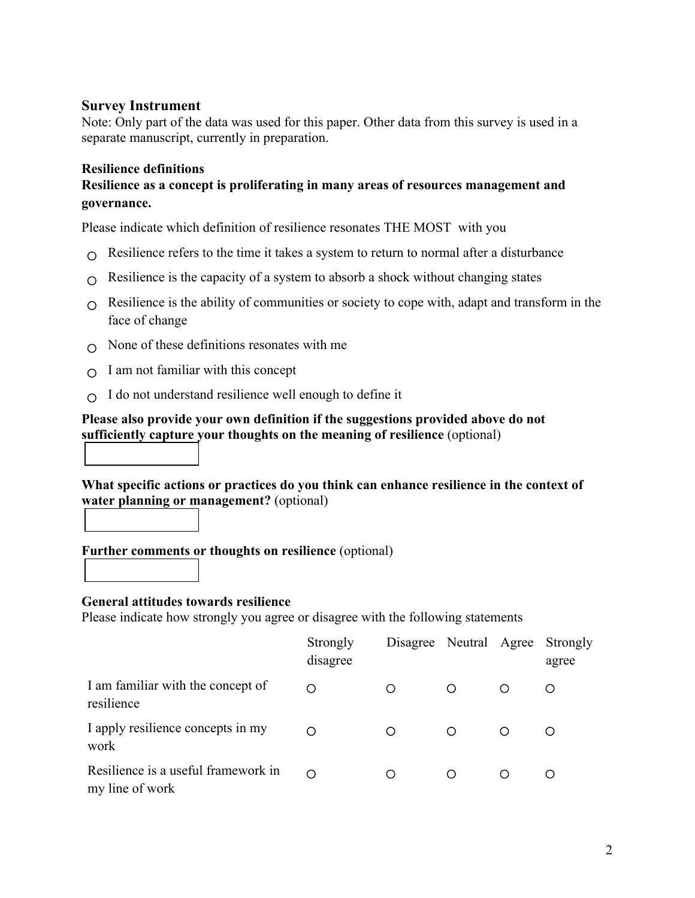## Survey Instrument

Note: Only part of the data was used for this paper. Other data from this survey is used in a separate manuscript, currently in preparation.

### Resilience definitions

**Resilience as a concept is proliferating in many areas of resources management and governance.**

Please indicate which definition of resilience resonates THE MOST with you

- ○ Resilience refers to the time it takes a system to return to normal after a disturbance
- ○ Resilience is the capacity of a system to absorb a shock without changing states
- ○ Resilience is the ability of communities or society to cope with, adapt and transform in the face of change
- ○ None of these definitions resonates with me
- ○ I am not familiar with this concept
- ○ I do not understand resilience well enough to define it

**Please also provide your own definition if the suggestions provided above do not sufficiently capture your thoughts on the meaning of resilience** (optional)

**What specific actions or practices do you think can enhance resilience in the context of water planning or management?** (optional)

**Further comments or thoughts on resilience** (optional)

### General attitudes towards resilience

Please indicate how strongly you agree or disagree with the following statements

| | Strongly disagree | Disagree | Neutral | Agree | Strongly agree |
|---|---|---|---|---|---|
| I am familiar with the concept of resilience | ○ | ○ | ○ | ○ | ○ |
| I apply resilience concepts in my work | ○ | ○ | ○ | ○ | ○ |
| Resilience is a useful framework in my line of work | ○ | ○ | ○ | ○ | ○ |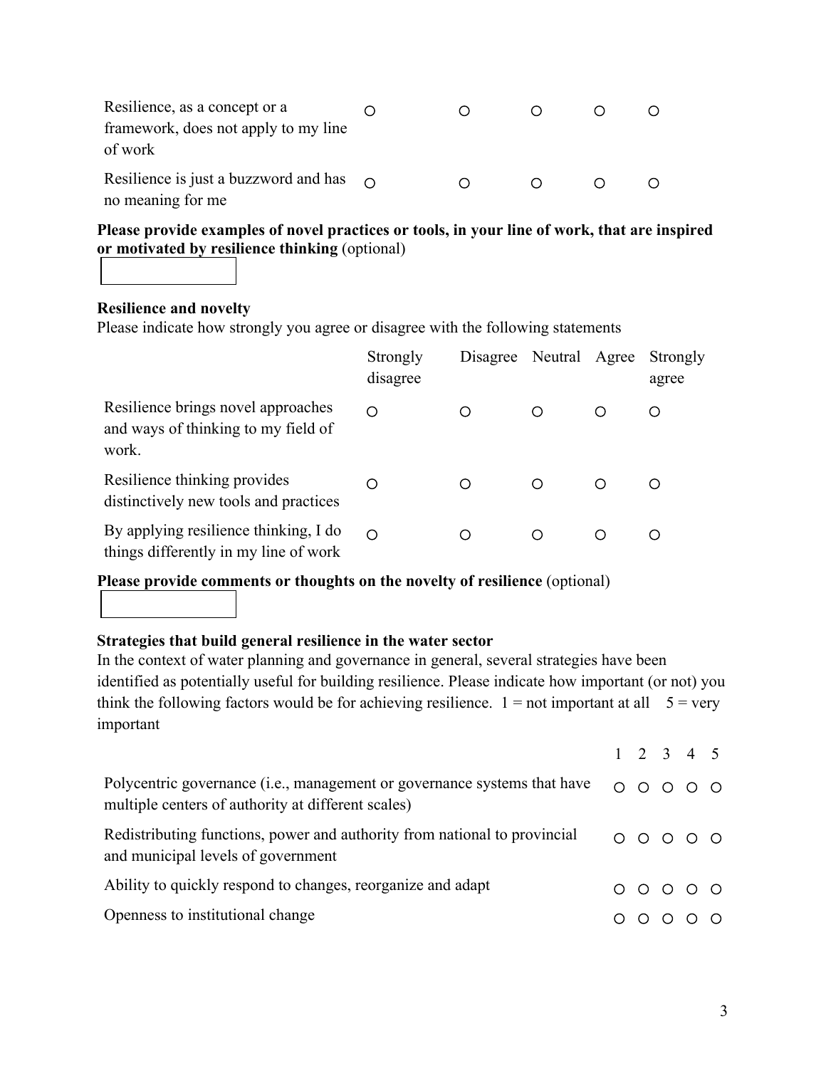| | | | | | |
|---|---|---|---|---|---|
| Resilience, as a concept or a framework, does not apply to my line of work | ○ | ○ | ○ | ○ | ○ |
| Resilience is just a buzzword and has no meaning for me | ○ | ○ | ○ | ○ | ○ |

**Please provide examples of novel practices or tools, in your line of work, that are inspired or motivated by resilience thinking** (optional)

**Resilience and novelty**

Please indicate how strongly you agree or disagree with the following statements

| | Strongly disagree | Disagree | Neutral | Agree | Strongly agree |
|---|---|---|---|---|---|
| Resilience brings novel approaches and ways of thinking to my field of work. | ○ | ○ | ○ | ○ | ○ |
| Resilience thinking provides distinctively new tools and practices | ○ | ○ | ○ | ○ | ○ |
| By applying resilience thinking, I do things differently in my line of work | ○ | ○ | ○ | ○ | ○ |

**Please provide comments or thoughts on the novelty of resilience** (optional)

**Strategies that build general resilience in the water sector**

In the context of water planning and governance in general, several strategies have been identified as potentially useful for building resilience. Please indicate how important (or not) you think the following factors would be for achieving resilience. 1 = not important at all 5 = very important

| | 1 | 2 | 3 | 4 | 5 |
|---|---|---|---|---|---|
| Polycentric governance (i.e., management or governance systems that have multiple centers of authority at different scales) | ○ | ○ | ○ | ○ | ○ |
| Redistributing functions, power and authority from national to provincial and municipal levels of government | ○ | ○ | ○ | ○ | ○ |
| Ability to quickly respond to changes, reorganize and adapt | ○ | ○ | ○ | ○ | ○ |
| Openness to institutional change | ○ | ○ | ○ | ○ | ○ |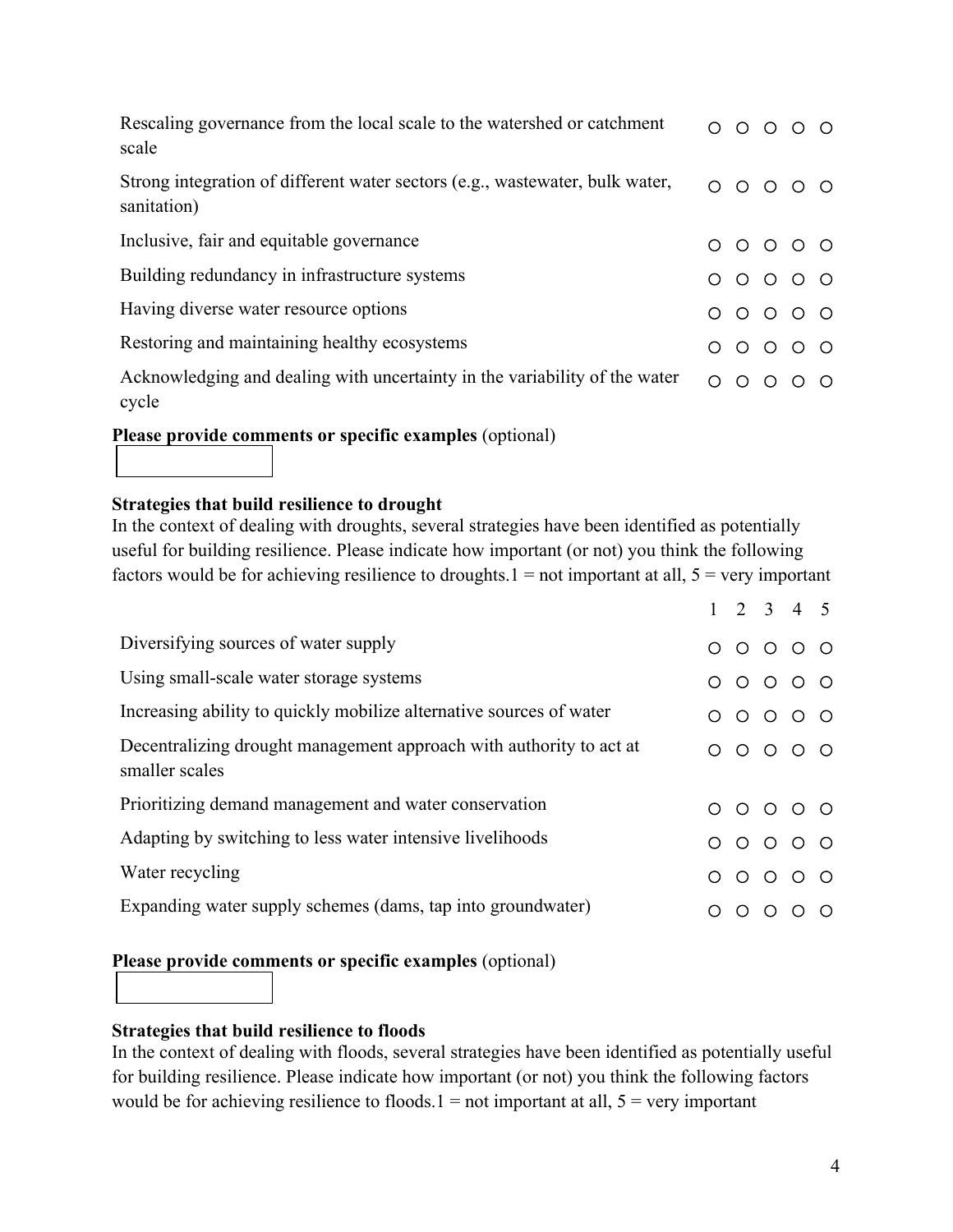| | 1 | 2 | 3 | 4 | 5 |
|---|---|---|---|---|---|
| Rescaling governance from the local scale to the watershed or catchment scale | ○ | ○ | ○ | ○ | ○ |
| Strong integration of different water sectors (e.g., wastewater, bulk water, sanitation) | ○ | ○ | ○ | ○ | ○ |
| Inclusive, fair and equitable governance | ○ | ○ | ○ | ○ | ○ |
| Building redundancy in infrastructure systems | ○ | ○ | ○ | ○ | ○ |
| Having diverse water resource options | ○ | ○ | ○ | ○ | ○ |
| Restoring and maintaining healthy ecosystems | ○ | ○ | ○ | ○ | ○ |
| Acknowledging and dealing with uncertainty in the variability of the water cycle | ○ | ○ | ○ | ○ | ○ |

**Please provide comments or specific examples** (optional)

**Strategies that build resilience to drought**

In the context of dealing with droughts, several strategies have been identified as potentially useful for building resilience. Please indicate how important (or not) you think the following factors would be for achieving resilience to droughts.1 = not important at all, 5 = very important

| | 1 | 2 | 3 | 4 | 5 |
|---|---|---|---|---|---|
| Diversifying sources of water supply | ○ | ○ | ○ | ○ | ○ |
| Using small-scale water storage systems | ○ | ○ | ○ | ○ | ○ |
| Increasing ability to quickly mobilize alternative sources of water | ○ | ○ | ○ | ○ | ○ |
| Decentralizing drought management approach with authority to act at smaller scales | ○ | ○ | ○ | ○ | ○ |
| Prioritizing demand management and water conservation | ○ | ○ | ○ | ○ | ○ |
| Adapting by switching to less water intensive livelihoods | ○ | ○ | ○ | ○ | ○ |
| Water recycling | ○ | ○ | ○ | ○ | ○ |
| Expanding water supply schemes (dams, tap into groundwater) | ○ | ○ | ○ | ○ | ○ |

**Please provide comments or specific examples** (optional)

**Strategies that build resilience to floods**

In the context of dealing with floods, several strategies have been identified as potentially useful for building resilience. Please indicate how important (or not) you think the following factors would be for achieving resilience to floods.1 = not important at all, 5 = very important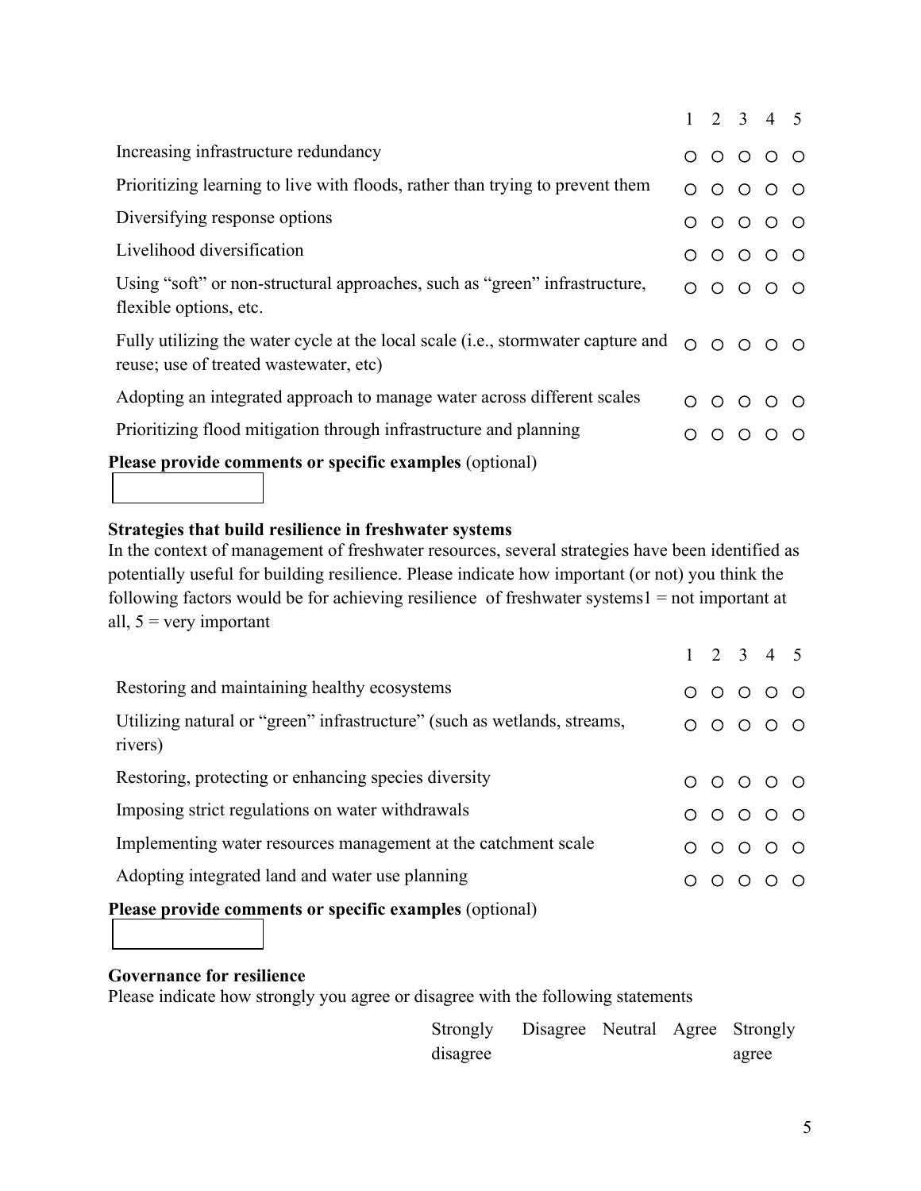| | 1 | 2 | 3 | 4 | 5 |
|---|---|---|---|---|---|
| Increasing infrastructure redundancy | ○ | ○ | ○ | ○ | ○ |
| Prioritizing learning to live with floods, rather than trying to prevent them | ○ | ○ | ○ | ○ | ○ |
| Diversifying response options | ○ | ○ | ○ | ○ | ○ |
| Livelihood diversification | ○ | ○ | ○ | ○ | ○ |
| Using “soft” or non-structural approaches, such as “green” infrastructure, flexible options, etc. | ○ | ○ | ○ | ○ | ○ |
| Fully utilizing the water cycle at the local scale (i.e., stormwater capture and reuse; use of treated wastewater, etc) | ○ | ○ | ○ | ○ | ○ |
| Adopting an integrated approach to manage water across different scales | ○ | ○ | ○ | ○ | ○ |
| Prioritizing flood mitigation through infrastructure and planning | ○ | ○ | ○ | ○ | ○ |

**Please provide comments or specific examples** (optional)

**Strategies that build resilience in freshwater systems**

In the context of management of freshwater resources, several strategies have been identified as potentially useful for building resilience. Please indicate how important (or not) you think the following factors would be for achieving resilience of freshwater systems1 = not important at all, 5 = very important

| | 1 | 2 | 3 | 4 | 5 |
|---|---|---|---|---|---|
| Restoring and maintaining healthy ecosystems | ○ | ○ | ○ | ○ | ○ |
| Utilizing natural or “green” infrastructure” (such as wetlands, streams, rivers) | ○ | ○ | ○ | ○ | ○ |
| Restoring, protecting or enhancing species diversity | ○ | ○ | ○ | ○ | ○ |
| Imposing strict regulations on water withdrawals | ○ | ○ | ○ | ○ | ○ |
| Implementing water resources management at the catchment scale | ○ | ○ | ○ | ○ | ○ |
| Adopting integrated land and water use planning | ○ | ○ | ○ | ○ | ○ |

**Please provide comments or specific examples** (optional)

**Governance for resilience**

Please indicate how strongly you agree or disagree with the following statements

| | Strongly disagree | Disagree | Neutral | Agree | Strongly agree |
|---|---|---|---|---|---|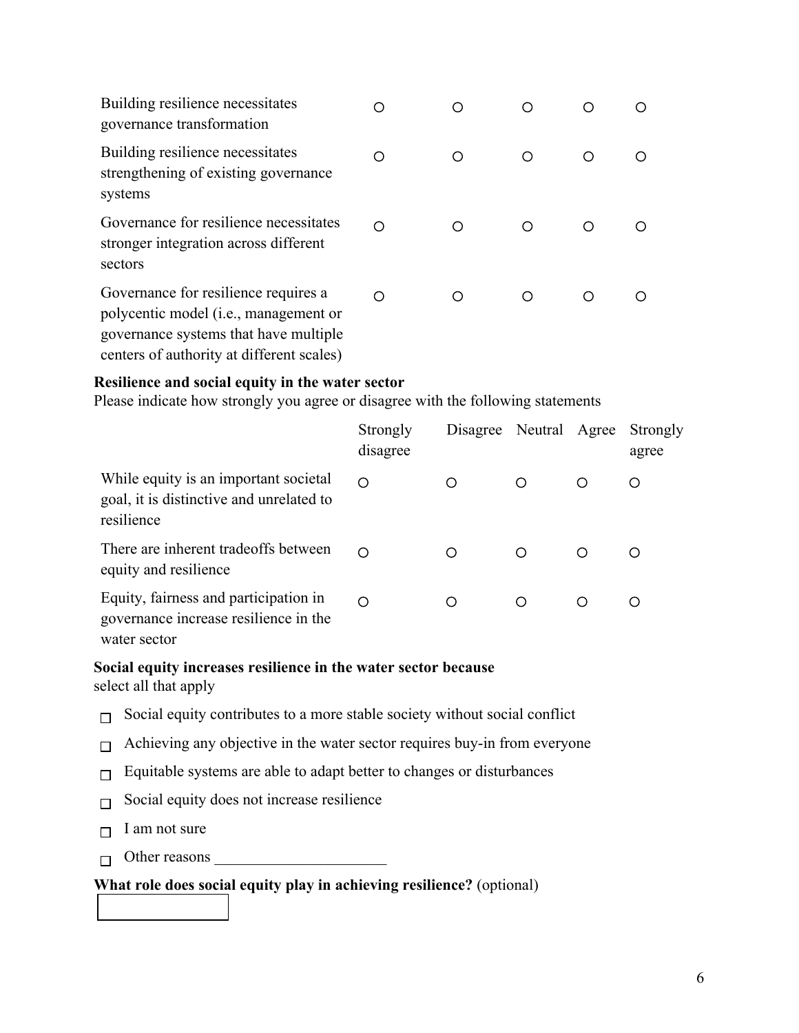| | | | | | |
|---|---|---|---|---|---|
| Building resilience necessitates governance transformation | ○ | ○ | ○ | ○ | ○ |
| Building resilience necessitates strengthening of existing governance systems | ○ | ○ | ○ | ○ | ○ |
| Governance for resilience necessitates stronger integration across different sectors | ○ | ○ | ○ | ○ | ○ |
| Governance for resilience requires a polycentic model (i.e., management or governance systems that have multiple centers of authority at different scales) | ○ | ○ | ○ | ○ | ○ |

**Resilience and social equity in the water sector**

Please indicate how strongly you agree or disagree with the following statements

| | Strongly disagree | Disagree | Neutral | Agree | Strongly agree |
|---|---|---|---|---|---|
| While equity is an important societal goal, it is distinctive and unrelated to resilience | ○ | ○ | ○ | ○ | ○ |
| There are inherent tradeoffs between equity and resilience | ○ | ○ | ○ | ○ | ○ |
| Equity, fairness and participation in governance increase resilience in the water sector | ○ | ○ | ○ | ○ | ○ |

**Social equity increases resilience in the water sector because**

select all that apply

- ☐ Social equity contributes to a more stable society without social conflict
- ☐ Achieving any objective in the water sector requires buy-in from everyone
- ☐ Equitable systems are able to adapt better to changes or disturbances
- ☐ Social equity does not increase resilience
- ☐ I am not sure
- ☐ Other reasons ______________________

**What role does social equity play in achieving resilience?** (optional)

[ ]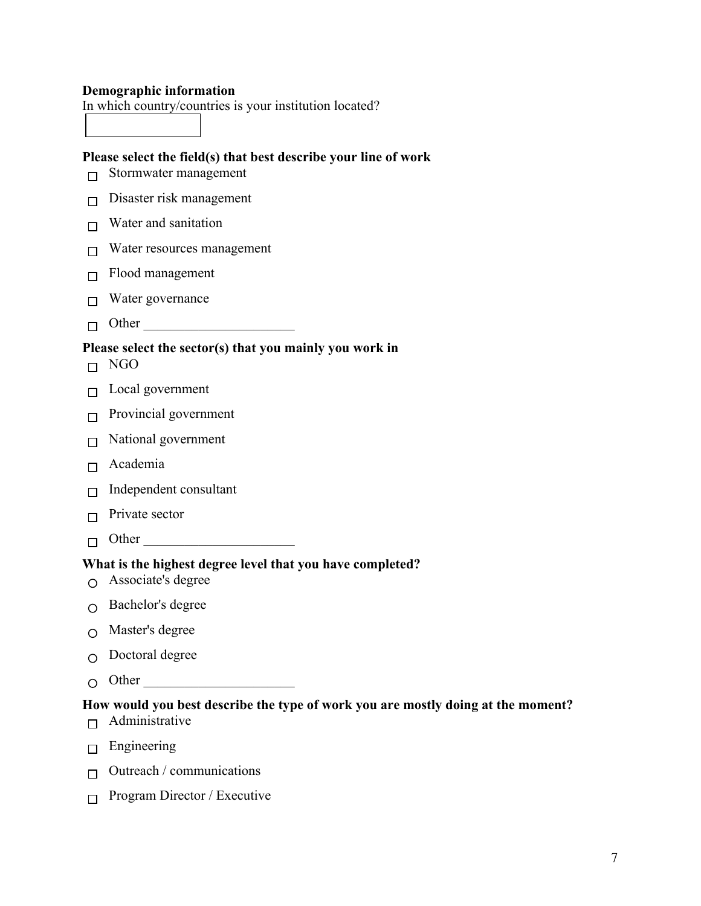**Demographic information**

In which country/countries is your institution located?

[ ]

**Please select the field(s) that best describe your line of work**

- ☐ Stormwater management
- ☐ Disaster risk management
- ☐ Water and sanitation
- ☐ Water resources management
- ☐ Flood management
- ☐ Water governance
- ☐ Other ______________________

**Please select the sector(s) that you mainly you work in**

- ☐ NGO
- ☐ Local government
- ☐ Provincial government
- ☐ National government
- ☐ Academia
- ☐ Independent consultant
- ☐ Private sector
- ☐ Other ______________________

**What is the highest degree level that you have completed?**

- ○ Associate's degree
- ○ Bachelor's degree
- ○ Master's degree
- ○ Doctoral degree
- ○ Other ______________________

**How would you best describe the type of work you are mostly doing at the moment?**

- ☐ Administrative
- ☐ Engineering
- ☐ Outreach / communications
- ☐ Program Director / Executive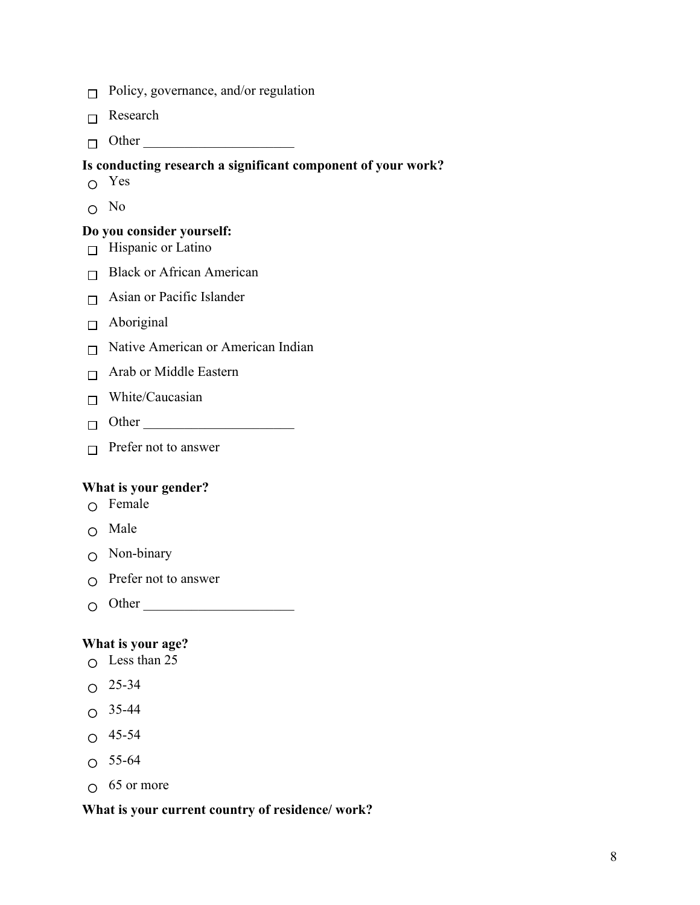- ☐ Policy, governance, and/or regulation
- ☐ Research
- ☐ Other _____________________

**Is conducting research a significant component of your work?**

- ○ Yes
- ○ No

**Do you consider yourself:**

- ☐ Hispanic or Latino
- ☐ Black or African American
- ☐ Asian or Pacific Islander
- ☐ Aboriginal
- ☐ Native American or American Indian
- ☐ Arab or Middle Eastern
- ☐ White/Caucasian
- ☐ Other _____________________
- ☐ Prefer not to answer

**What is your gender?**

- ○ Female
- ○ Male
- ○ Non-binary
- ○ Prefer not to answer
- ○ Other _____________________

**What is your age?**

- ○ Less than 25
- ○ 25-34
- ○ 35-44
- ○ 45-54
- ○ 55-64
- ○ 65 or more

**What is your current country of residence/ work?**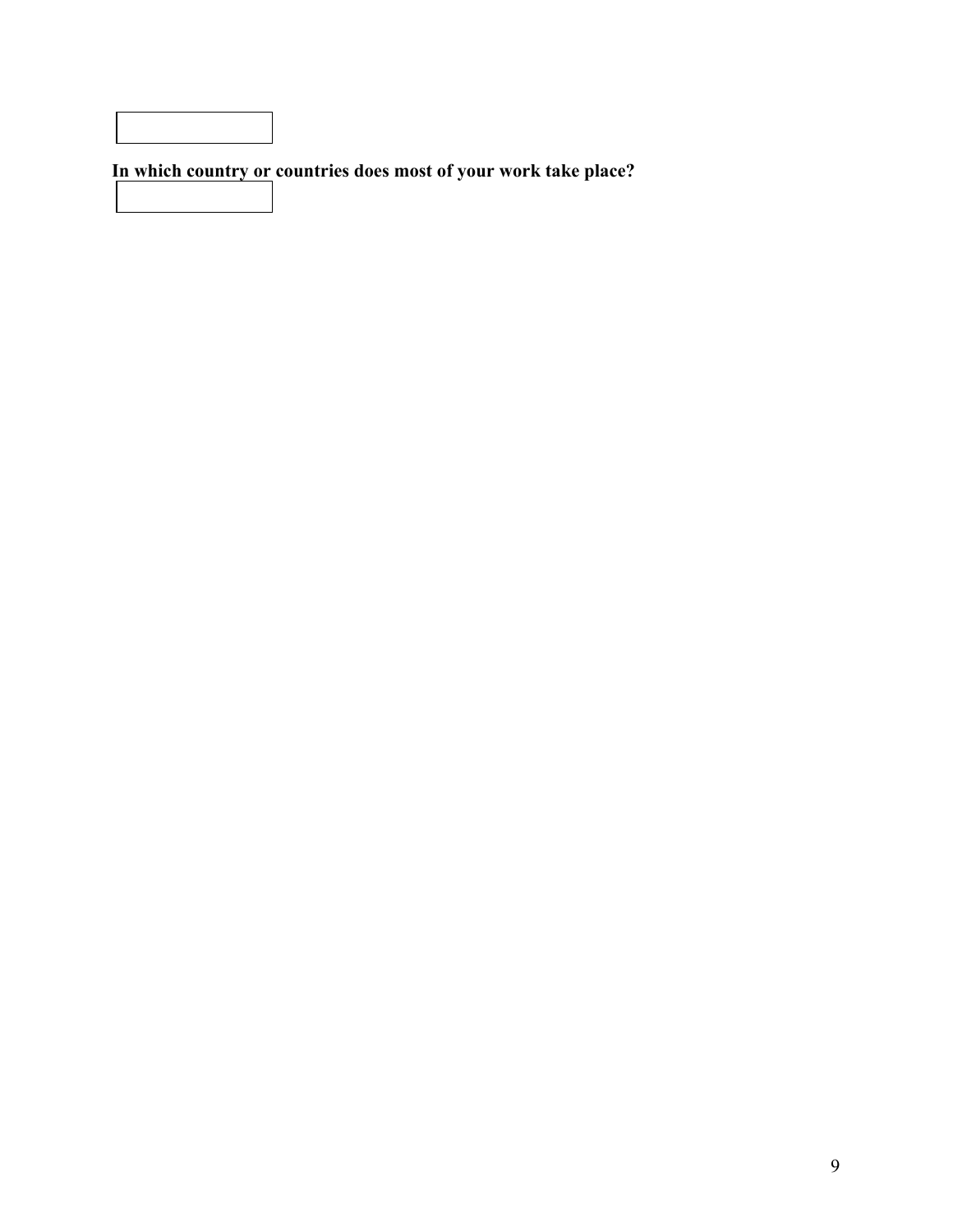**In which country or countries does most of your work take place?**